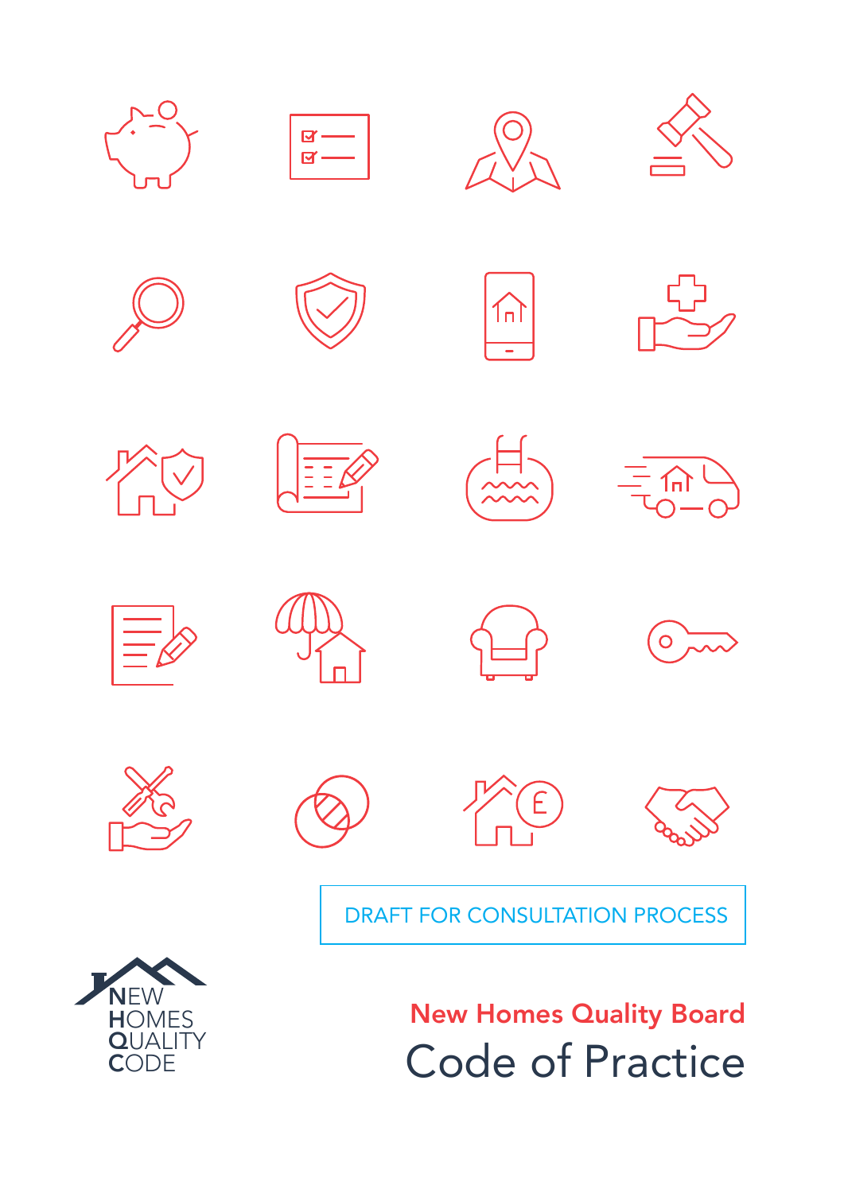DRAFT FOR CONSULTATION PROCESS

NEW HOMES QUALITY CODE

## New Homes Quality Board

# Code of Practice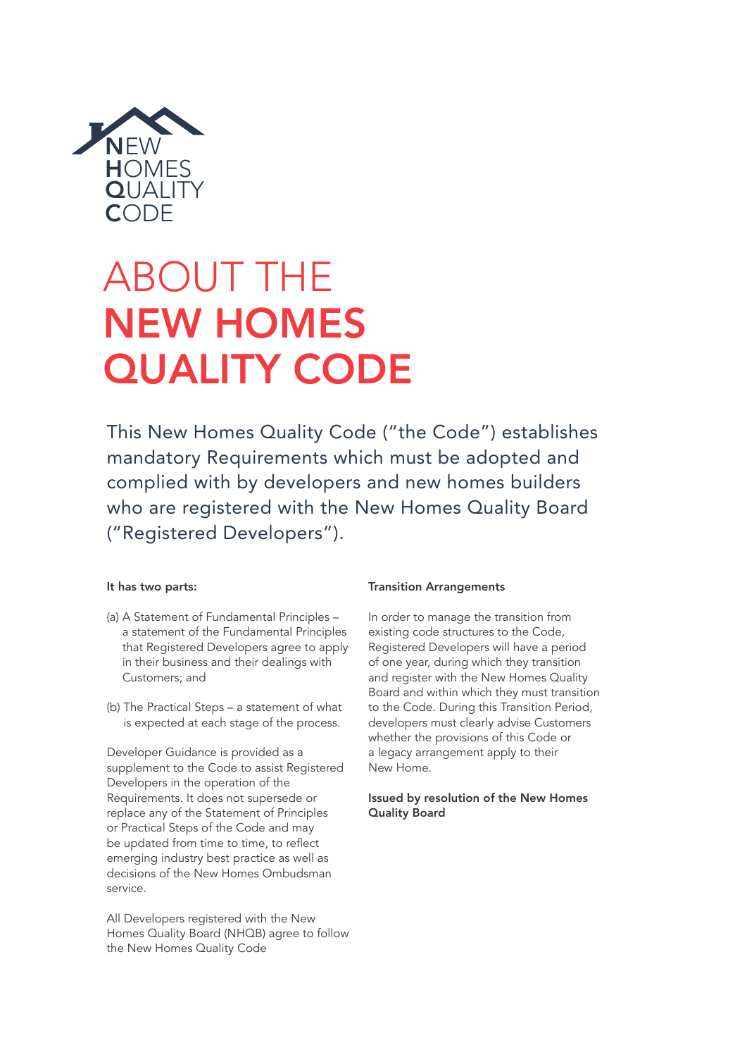NEW HOMES QUALITY CODE

# ABOUT THE NEW HOMES QUALITY CODE

This New Homes Quality Code ("the Code") establishes mandatory Requirements which must be adopted and complied with by developers and new homes builders who are registered with the New Homes Quality Board ("Registered Developers").

**It has two parts:**

(a) A Statement of Fundamental Principles – a statement of the Fundamental Principles that Registered Developers agree to apply in their business and their dealings with Customers; and

(b) The Practical Steps – a statement of what is expected at each stage of the process.

Developer Guidance is provided as a supplement to the Code to assist Registered Developers in the operation of the Requirements. It does not supersede or replace any of the Statement of Principles or Practical Steps of the Code and may be updated from time to time, to reflect emerging industry best practice as well as decisions of the New Homes Ombudsman service.

All Developers registered with the New Homes Quality Board (NHQB) agree to follow the New Homes Quality Code

**Transition Arrangements**

In order to manage the transition from existing code structures to the Code, Registered Developers will have a period of one year, during which they transition and register with the New Homes Quality Board and within which they must transition to the Code. During this Transition Period, developers must clearly advise Customers whether the provisions of this Code or a legacy arrangement apply to their New Home.

**Issued by resolution of the New Homes Quality Board**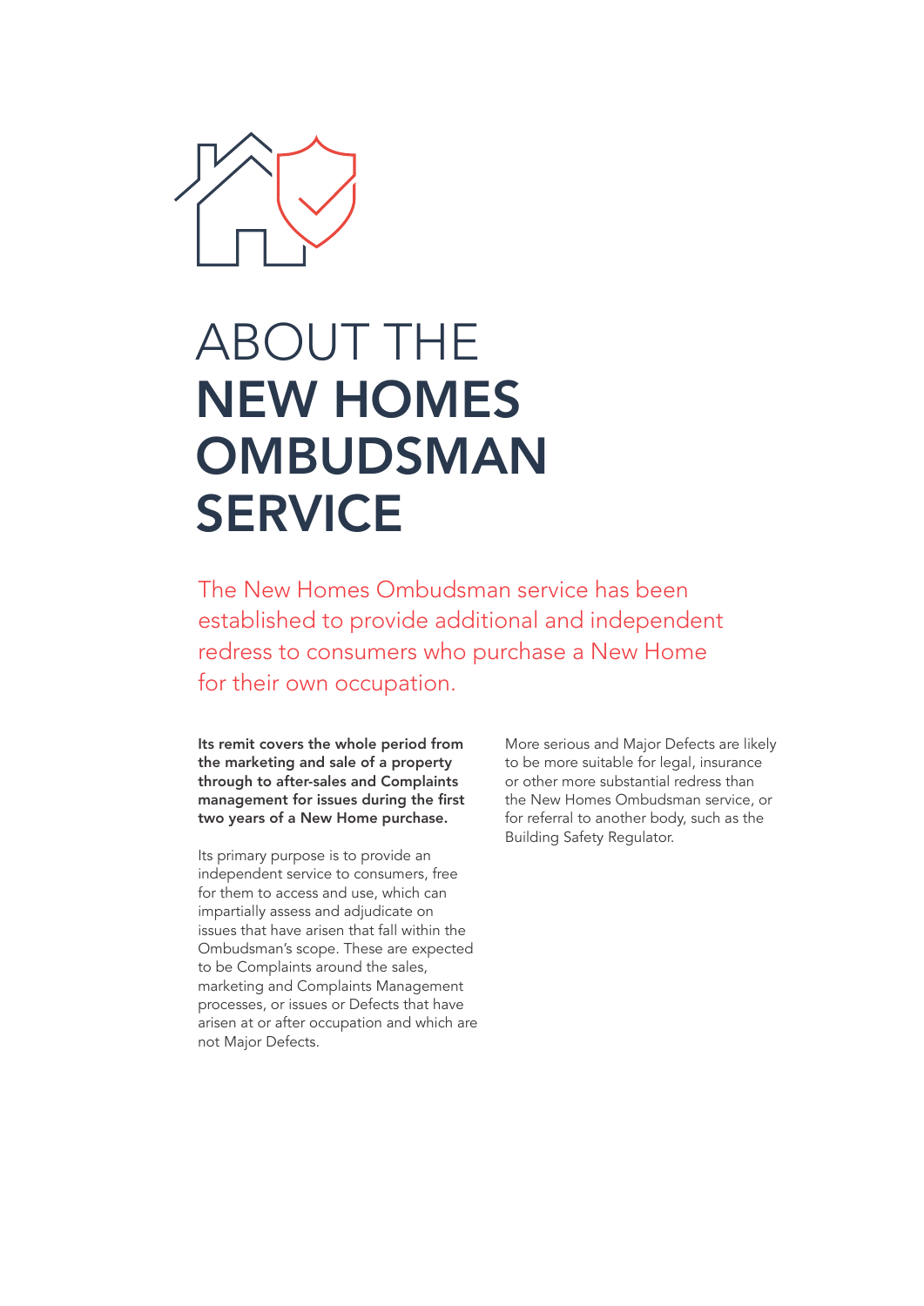# ABOUT THE **NEW HOMES OMBUDSMAN SERVICE**

The New Homes Ombudsman service has been established to provide additional and independent redress to consumers who purchase a New Home for their own occupation.

**Its remit covers the whole period from the marketing and sale of a property through to after-sales and Complaints management for issues during the first two years of a New Home purchase.**

Its primary purpose is to provide an independent service to consumers, free for them to access and use, which can impartially assess and adjudicate on issues that have arisen that fall within the Ombudsman's scope. These are expected to be Complaints around the sales, marketing and Complaints Management processes, or issues or Defects that have arisen at or after occupation and which are not Major Defects.

More serious and Major Defects are likely to be more suitable for legal, insurance or other more substantial redress than the New Homes Ombudsman service, or for referral to another body, such as the Building Safety Regulator.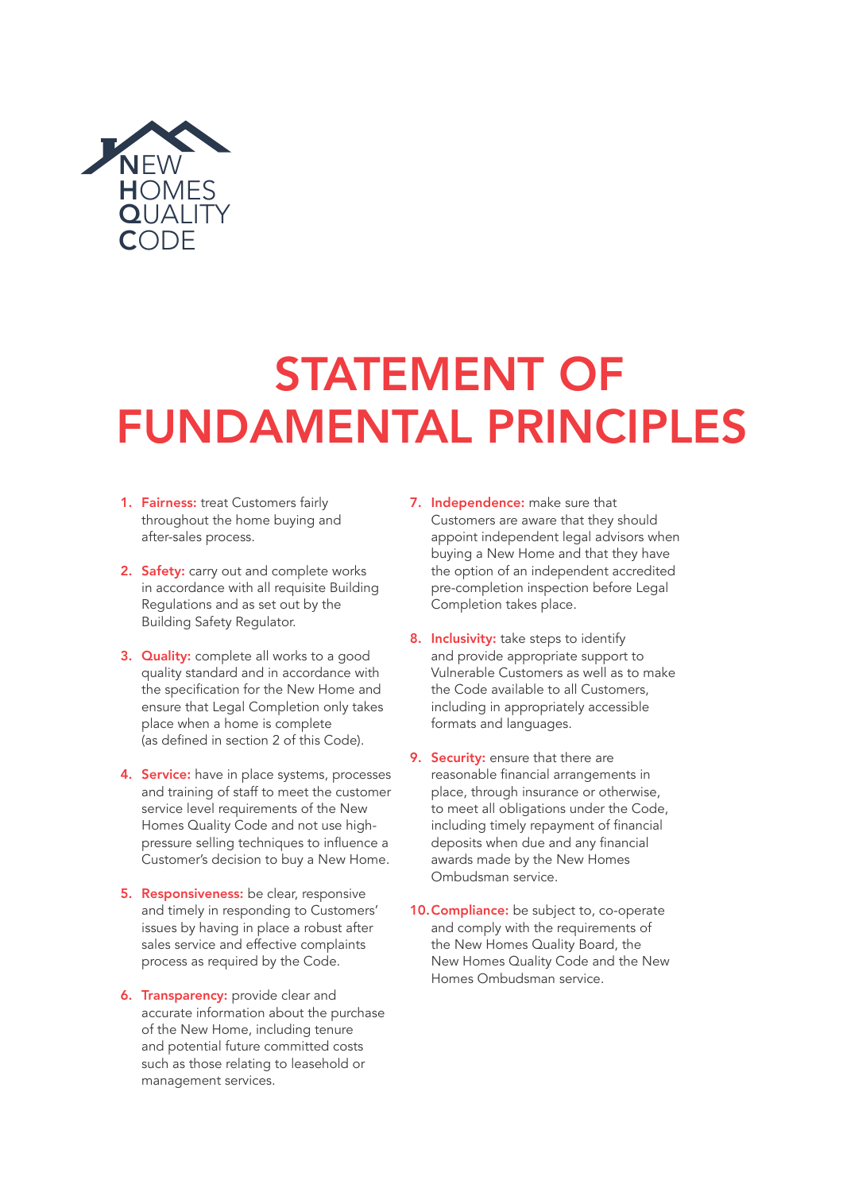NEW HOMES QUALITY CODE

# STATEMENT OF FUNDAMENTAL PRINCIPLES

1. **Fairness:** treat Customers fairly throughout the home buying and after-sales process.
2. **Safety:** carry out and complete works in accordance with all requisite Building Regulations and as set out by the Building Safety Regulator.
3. **Quality:** complete all works to a good quality standard and in accordance with the specification for the New Home and ensure that Legal Completion only takes place when a home is complete (as defined in section 2 of this Code).
4. **Service:** have in place systems, processes and training of staff to meet the customer service level requirements of the New Homes Quality Code and not use high-pressure selling techniques to influence a Customer's decision to buy a New Home.
5. **Responsiveness:** be clear, responsive and timely in responding to Customers' issues by having in place a robust after sales service and effective complaints process as required by the Code.
6. **Transparency:** provide clear and accurate information about the purchase of the New Home, including tenure and potential future committed costs such as those relating to leasehold or management services.
7. **Independence:** make sure that Customers are aware that they should appoint independent legal advisors when buying a New Home and that they have the option of an independent accredited pre-completion inspection before Legal Completion takes place.
8. **Inclusivity:** take steps to identify and provide appropriate support to Vulnerable Customers as well as to make the Code available to all Customers, including in appropriately accessible formats and languages.
9. **Security:** ensure that there are reasonable financial arrangements in place, through insurance or otherwise, to meet all obligations under the Code, including timely repayment of financial deposits when due and any financial awards made by the New Homes Ombudsman service.
10. **Compliance:** be subject to, co-operate and comply with the requirements of the New Homes Quality Board, the New Homes Quality Code and the New Homes Ombudsman service.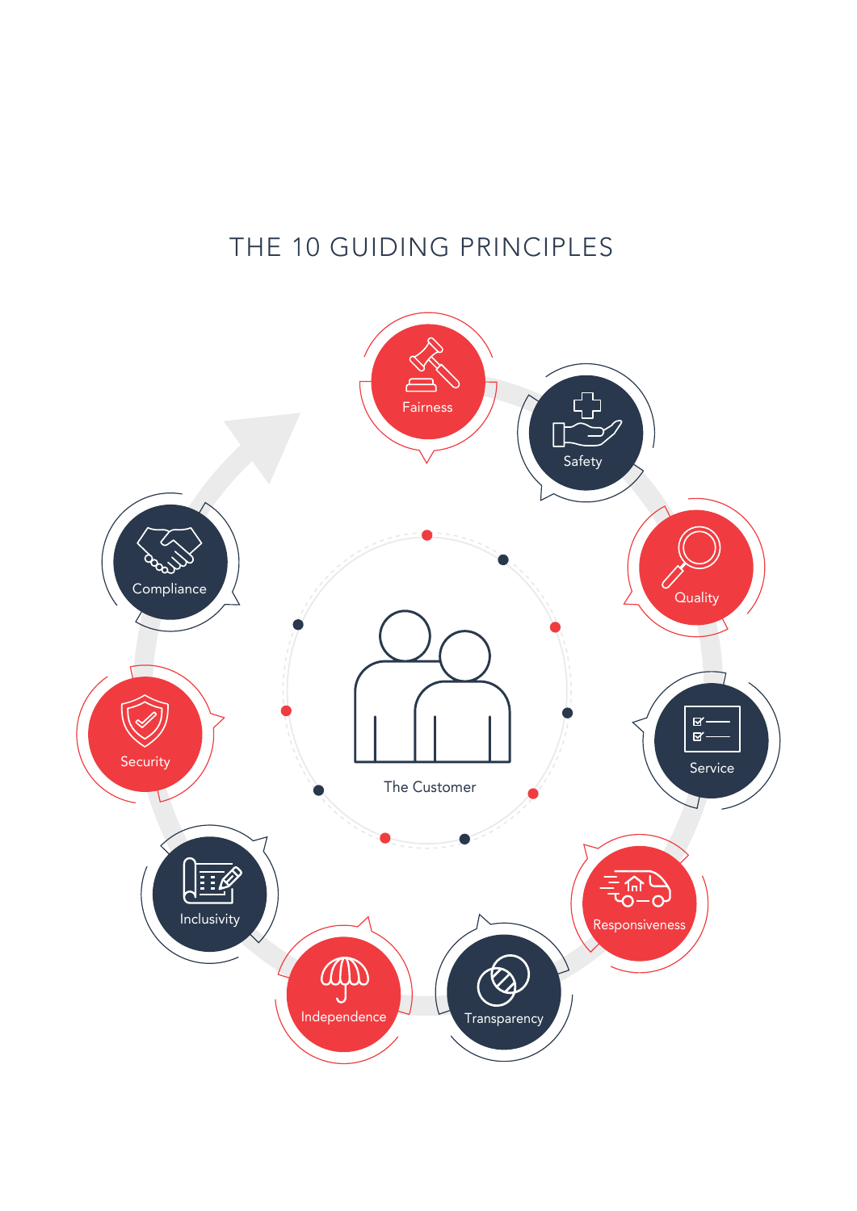# THE 10 GUIDING PRINCIPLES

- Fairness
- Safety
- Quality
- Service
- Responsiveness
- Transparency
- Independence
- Inclusivity
- Security
- Compliance

The Customer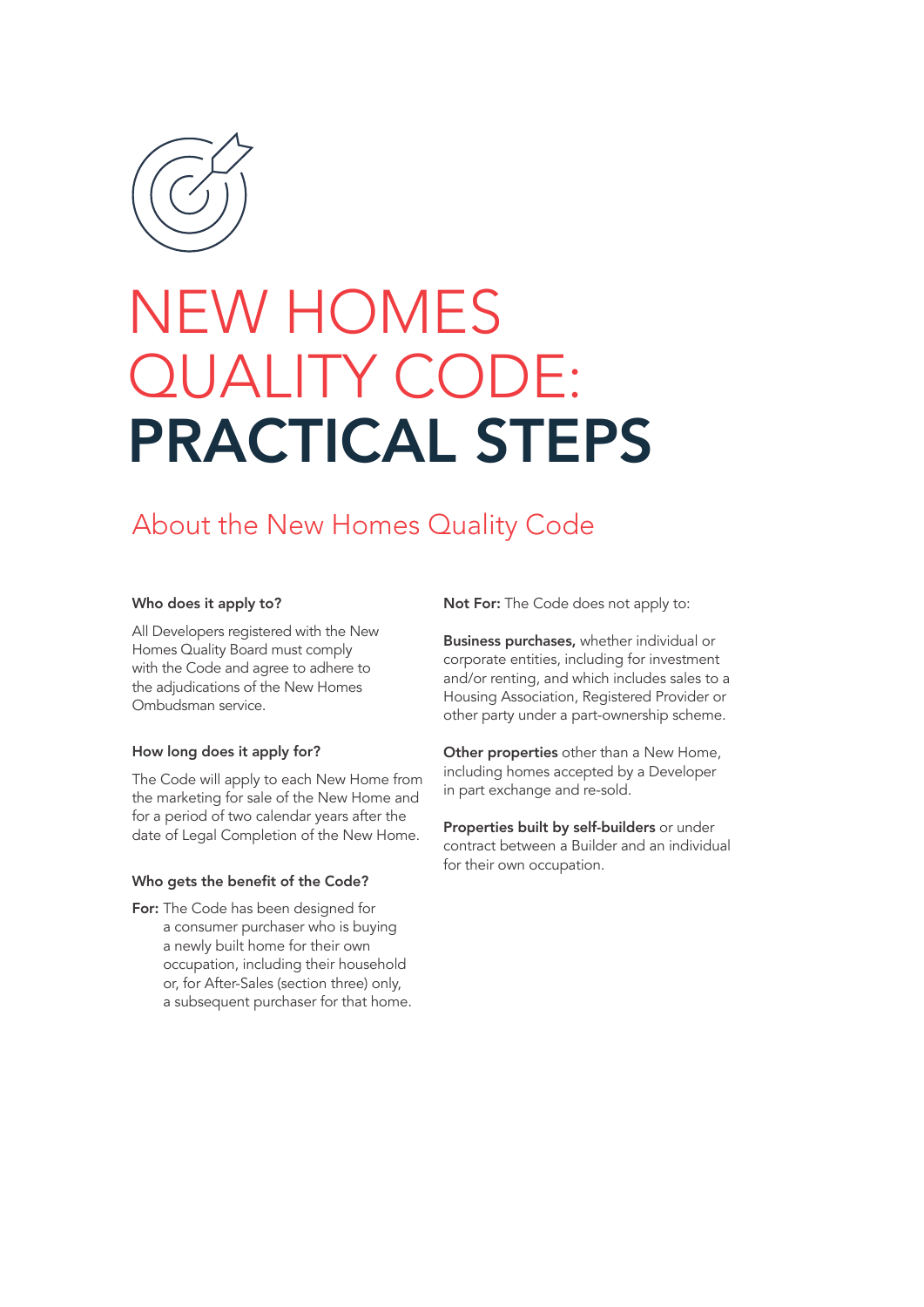# NEW HOMES QUALITY CODE: PRACTICAL STEPS

## About the New Homes Quality Code

**Who does it apply to?**

All Developers registered with the New Homes Quality Board must comply with the Code and agree to adhere to the adjudications of the New Homes Ombudsman service.

**How long does it apply for?**

The Code will apply to each New Home from the marketing for sale of the New Home and for a period of two calendar years after the date of Legal Completion of the New Home.

**Who gets the benefit of the Code?**

**For:** The Code has been designed for a consumer purchaser who is buying a newly built home for their own occupation, including their household or, for After-Sales (section three) only, a subsequent purchaser for that home.

**Not For:** The Code does not apply to:

**Business purchases,** whether individual or corporate entities, including for investment and/or renting, and which includes sales to a Housing Association, Registered Provider or other party under a part-ownership scheme.

**Other properties** other than a New Home, including homes accepted by a Developer in part exchange and re-sold.

**Properties built by self-builders** or under contract between a Builder and an individual for their own occupation.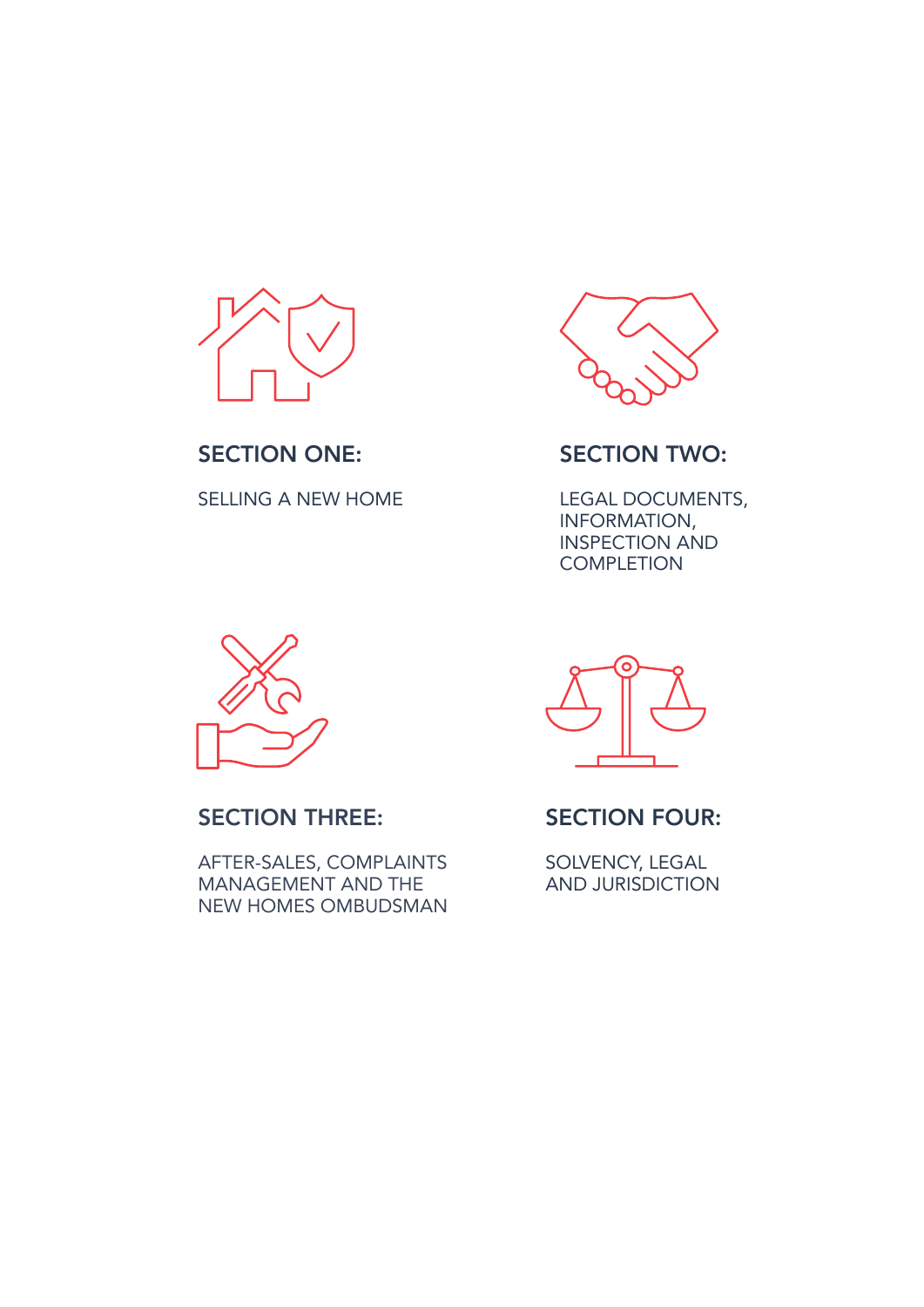## SECTION ONE:

SELLING A NEW HOME

## SECTION TWO:

LEGAL DOCUMENTS, INFORMATION, INSPECTION AND COMPLETION

## SECTION THREE:

AFTER-SALES, COMPLAINTS MANAGEMENT AND THE NEW HOMES OMBUDSMAN

## SECTION FOUR:

SOLVENCY, LEGAL AND JURISDICTION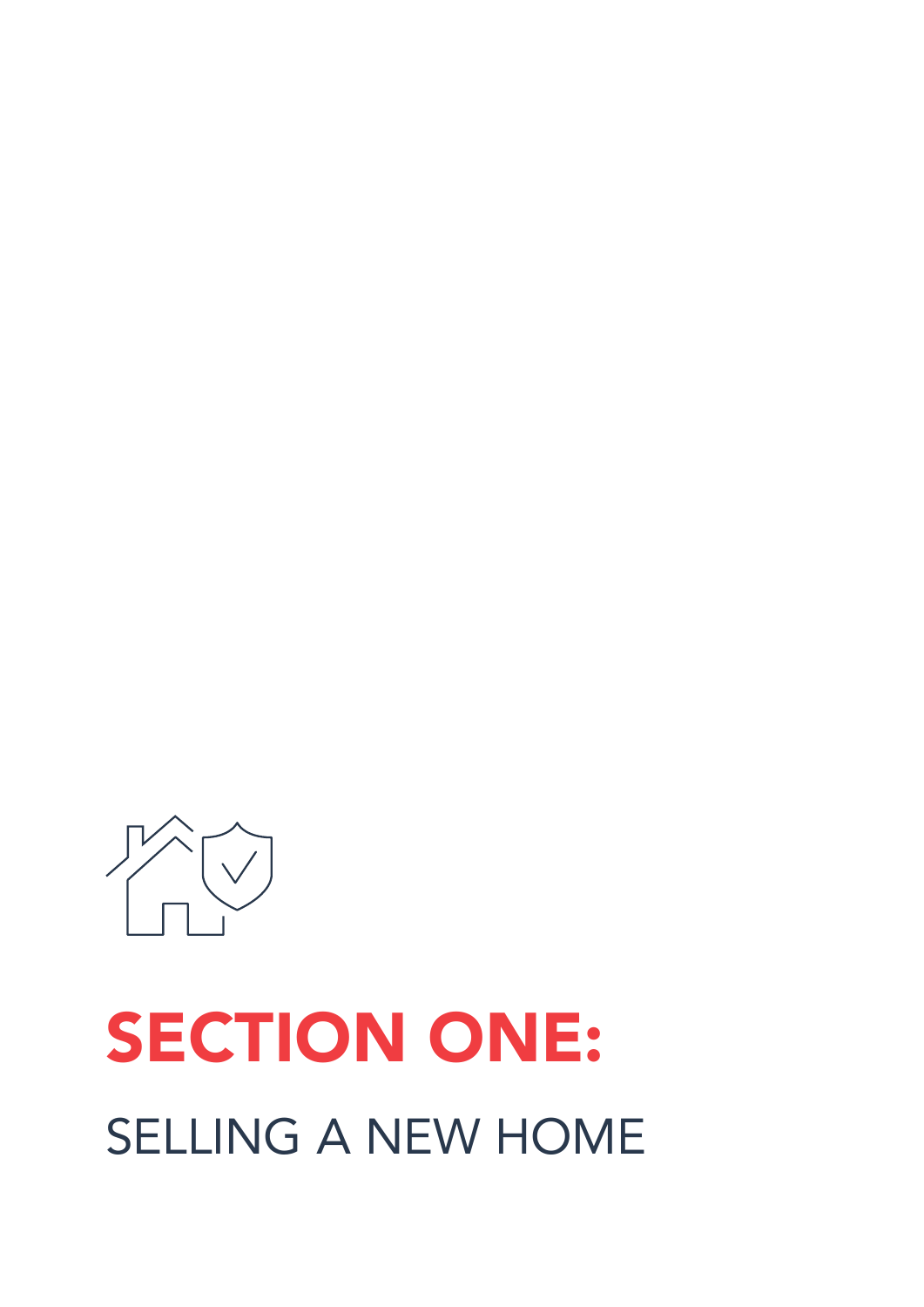# SECTION ONE:

## SELLING A NEW HOME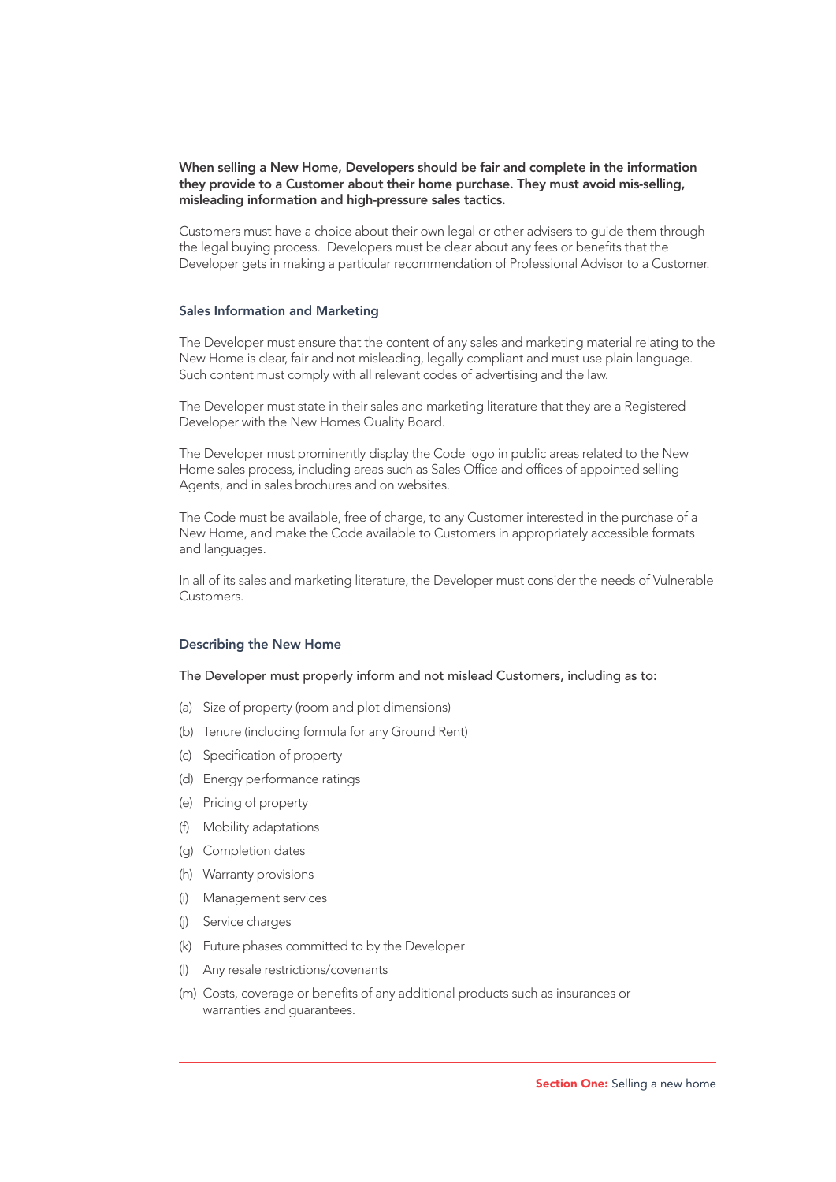**When selling a New Home, Developers should be fair and complete in the information they provide to a Customer about their home purchase. They must avoid mis-selling, misleading information and high-pressure sales tactics.**

Customers must have a choice about their own legal or other advisers to guide them through the legal buying process. Developers must be clear about any fees or benefits that the Developer gets in making a particular recommendation of Professional Advisor to a Customer.

## Sales Information and Marketing

The Developer must ensure that the content of any sales and marketing material relating to the New Home is clear, fair and not misleading, legally compliant and must use plain language. Such content must comply with all relevant codes of advertising and the law.

The Developer must state in their sales and marketing literature that they are a Registered Developer with the New Homes Quality Board.

The Developer must prominently display the Code logo in public areas related to the New Home sales process, including areas such as Sales Office and offices of appointed selling Agents, and in sales brochures and on websites.

The Code must be available, free of charge, to any Customer interested in the purchase of a New Home, and make the Code available to Customers in appropriately accessible formats and languages.

In all of its sales and marketing literature, the Developer must consider the needs of Vulnerable Customers.

## Describing the New Home

The Developer must properly inform and not mislead Customers, including as to:

(a) Size of property (room and plot dimensions)

(b) Tenure (including formula for any Ground Rent)

(c) Specification of property

(d) Energy performance ratings

(e) Pricing of property

(f) Mobility adaptations

(g) Completion dates

(h) Warranty provisions

(i) Management services

(j) Service charges

(k) Future phases committed to by the Developer

(l) Any resale restrictions/covenants

(m) Costs, coverage or benefits of any additional products such as insurances or warranties and guarantees.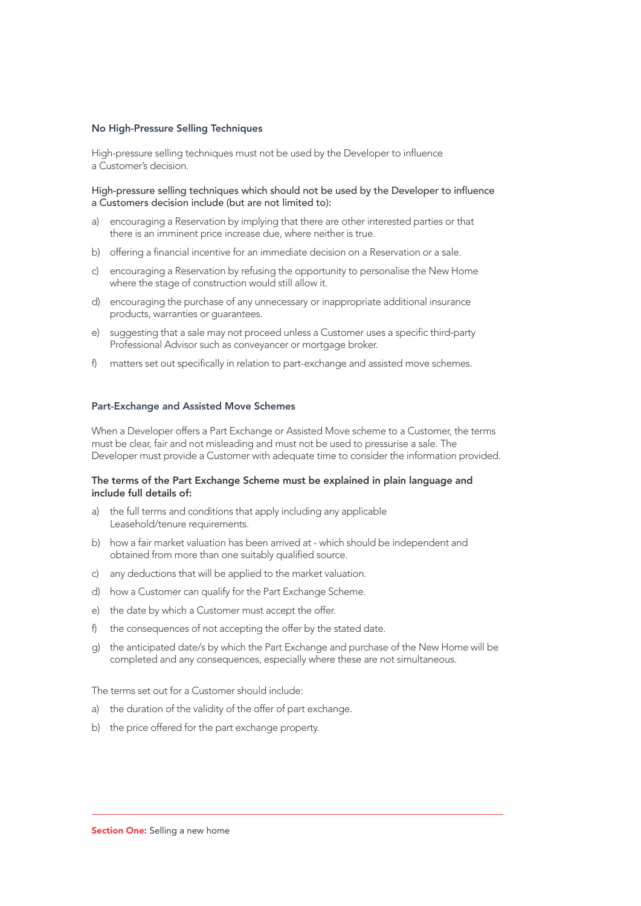### No High-Pressure Selling Techniques

High-pressure selling techniques must not be used by the Developer to influence a Customer's decision.

**High-pressure selling techniques which should not be used by the Developer to influence a Customers decision include (but are not limited to):**

a) encouraging a Reservation by implying that there are other interested parties or that there is an imminent price increase due, where neither is true.

b) offering a financial incentive for an immediate decision on a Reservation or a sale.

c) encouraging a Reservation by refusing the opportunity to personalise the New Home where the stage of construction would still allow it.

d) encouraging the purchase of any unnecessary or inappropriate additional insurance products, warranties or guarantees.

e) suggesting that a sale may not proceed unless a Customer uses a specific third-party Professional Advisor such as conveyancer or mortgage broker.

f) matters set out specifically in relation to part-exchange and assisted move schemes.

### Part-Exchange and Assisted Move Schemes

When a Developer offers a Part Exchange or Assisted Move scheme to a Customer, the terms must be clear, fair and not misleading and must not be used to pressurise a sale. The Developer must provide a Customer with adequate time to consider the information provided.

**The terms of the Part Exchange Scheme must be explained in plain language and include full details of:**

a) the full terms and conditions that apply including any applicable Leasehold/tenure requirements.

b) how a fair market valuation has been arrived at - which should be independent and obtained from more than one suitably qualified source.

c) any deductions that will be applied to the market valuation.

d) how a Customer can qualify for the Part Exchange Scheme.

e) the date by which a Customer must accept the offer.

f) the consequences of not accepting the offer by the stated date.

g) the anticipated date/s by which the Part Exchange and purchase of the New Home will be completed and any consequences, especially where these are not simultaneous.

The terms set out for a Customer should include:

a) the duration of the validity of the offer of part exchange.

b) the price offered for the part exchange property.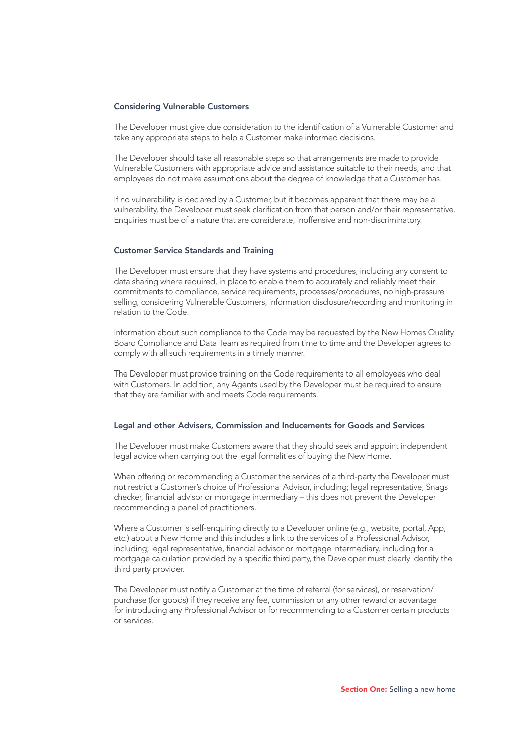### Considering Vulnerable Customers

The Developer must give due consideration to the identification of a Vulnerable Customer and take any appropriate steps to help a Customer make informed decisions.

The Developer should take all reasonable steps so that arrangements are made to provide Vulnerable Customers with appropriate advice and assistance suitable to their needs, and that employees do not make assumptions about the degree of knowledge that a Customer has.

If no vulnerability is declared by a Customer, but it becomes apparent that there may be a vulnerability, the Developer must seek clarification from that person and/or their representative. Enquiries must be of a nature that are considerate, inoffensive and non-discriminatory.

### Customer Service Standards and Training

The Developer must ensure that they have systems and procedures, including any consent to data sharing where required, in place to enable them to accurately and reliably meet their commitments to compliance, service requirements, processes/procedures, no high-pressure selling, considering Vulnerable Customers, information disclosure/recording and monitoring in relation to the Code.

Information about such compliance to the Code may be requested by the New Homes Quality Board Compliance and Data Team as required from time to time and the Developer agrees to comply with all such requirements in a timely manner.

The Developer must provide training on the Code requirements to all employees who deal with Customers. In addition, any Agents used by the Developer must be required to ensure that they are familiar with and meets Code requirements.

### Legal and other Advisers, Commission and Inducements for Goods and Services

The Developer must make Customers aware that they should seek and appoint independent legal advice when carrying out the legal formalities of buying the New Home.

When offering or recommending a Customer the services of a third-party the Developer must not restrict a Customer's choice of Professional Advisor, including; legal representative, Snags checker, financial advisor or mortgage intermediary – this does not prevent the Developer recommending a panel of practitioners.

Where a Customer is self-enquiring directly to a Developer online (e.g., website, portal, App, etc.) about a New Home and this includes a link to the services of a Professional Advisor, including; legal representative, financial advisor or mortgage intermediary, including for a mortgage calculation provided by a specific third party, the Developer must clearly identify the third party provider.

The Developer must notify a Customer at the time of referral (for services), or reservation/purchase (for goods) if they receive any fee, commission or any other reward or advantage for introducing any Professional Advisor or for recommending to a Customer certain products or services.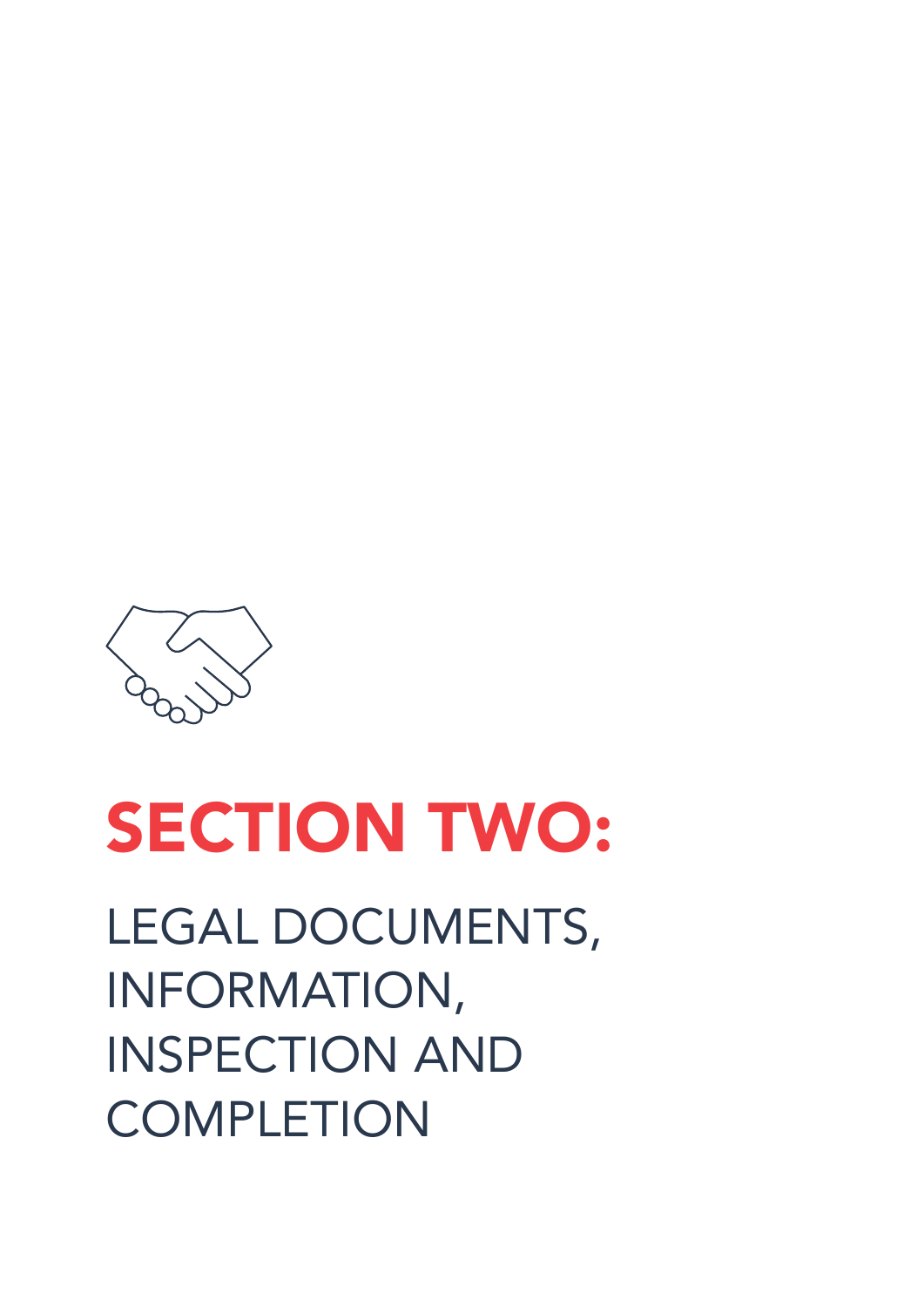# SECTION TWO:

## LEGAL DOCUMENTS, INFORMATION, INSPECTION AND COMPLETION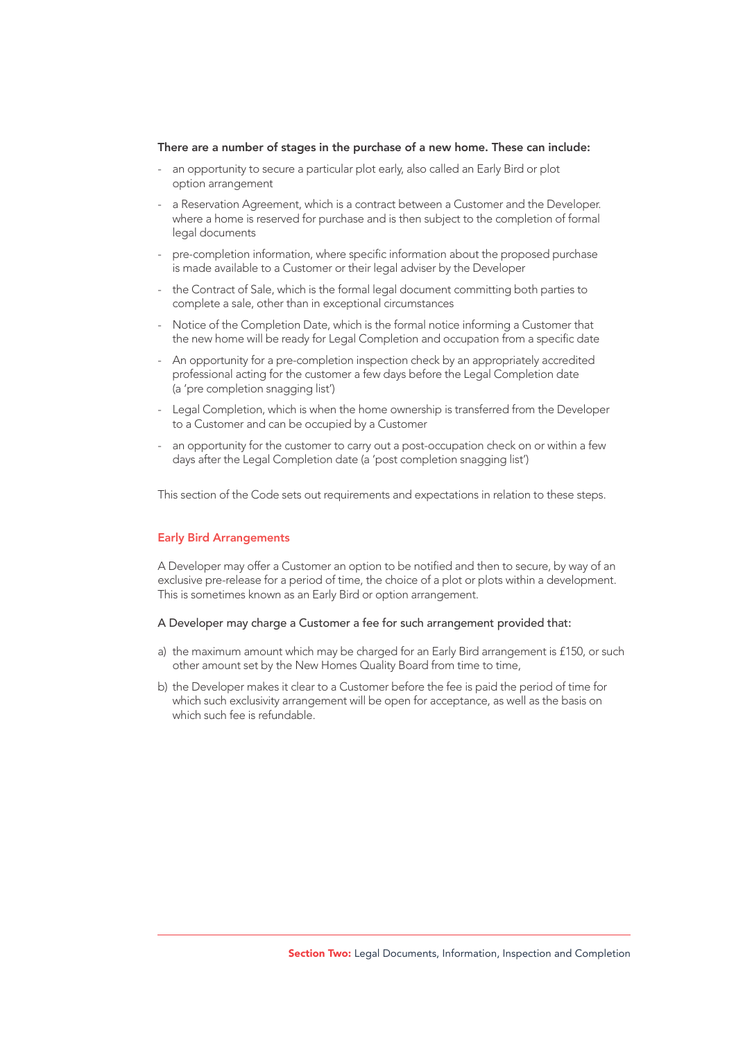**There are a number of stages in the purchase of a new home. These can include:**

- an opportunity to secure a particular plot early, also called an Early Bird or plot option arrangement
- a Reservation Agreement, which is a contract between a Customer and the Developer. where a home is reserved for purchase and is then subject to the completion of formal legal documents
- pre-completion information, where specific information about the proposed purchase is made available to a Customer or their legal adviser by the Developer
- the Contract of Sale, which is the formal legal document committing both parties to complete a sale, other than in exceptional circumstances
- Notice of the Completion Date, which is the formal notice informing a Customer that the new home will be ready for Legal Completion and occupation from a specific date
- An opportunity for a pre-completion inspection check by an appropriately accredited professional acting for the customer a few days before the Legal Completion date (a 'pre completion snagging list')
- Legal Completion, which is when the home ownership is transferred from the Developer to a Customer and can be occupied by a Customer
- an opportunity for the customer to carry out a post-occupation check on or within a few days after the Legal Completion date (a 'post completion snagging list')

This section of the Code sets out requirements and expectations in relation to these steps.

## Early Bird Arrangements

A Developer may offer a Customer an option to be notified and then to secure, by way of an exclusive pre-release for a period of time, the choice of a plot or plots within a development. This is sometimes known as an Early Bird or option arrangement.

A Developer may charge a Customer a fee for such arrangement provided that:

a) the maximum amount which may be charged for an Early Bird arrangement is £150, or such other amount set by the New Homes Quality Board from time to time,

b) the Developer makes it clear to a Customer before the fee is paid the period of time for which such exclusivity arrangement will be open for acceptance, as well as the basis on which such fee is refundable.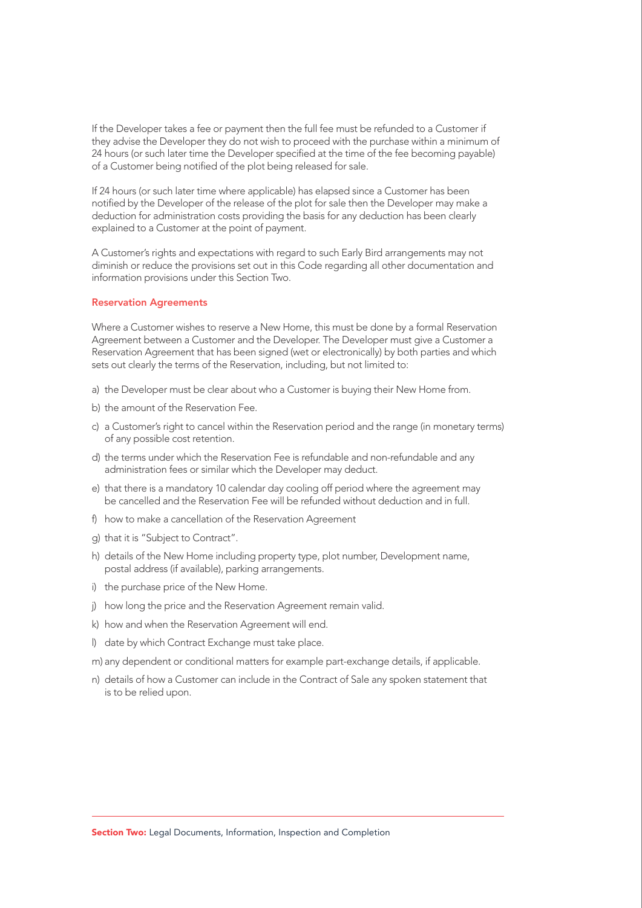If the Developer takes a fee or payment then the full fee must be refunded to a Customer if they advise the Developer they do not wish to proceed with the purchase within a minimum of 24 hours (or such later time the Developer specified at the time of the fee becoming payable) of a Customer being notified of the plot being released for sale.

If 24 hours (or such later time where applicable) has elapsed since a Customer has been notified by the Developer of the release of the plot for sale then the Developer may make a deduction for administration costs providing the basis for any deduction has been clearly explained to a Customer at the point of payment.

A Customer's rights and expectations with regard to such Early Bird arrangements may not diminish or reduce the provisions set out in this Code regarding all other documentation and information provisions under this Section Two.

### Reservation Agreements

Where a Customer wishes to reserve a New Home, this must be done by a formal Reservation Agreement between a Customer and the Developer. The Developer must give a Customer a Reservation Agreement that has been signed (wet or electronically) by both parties and which sets out clearly the terms of the Reservation, including, but not limited to:

a) the Developer must be clear about who a Customer is buying their New Home from.

b) the amount of the Reservation Fee.

c) a Customer's right to cancel within the Reservation period and the range (in monetary terms) of any possible cost retention.

d) the terms under which the Reservation Fee is refundable and non-refundable and any administration fees or similar which the Developer may deduct.

e) that there is a mandatory 10 calendar day cooling off period where the agreement may be cancelled and the Reservation Fee will be refunded without deduction and in full.

f) how to make a cancellation of the Reservation Agreement

g) that it is "Subject to Contract".

h) details of the New Home including property type, plot number, Development name, postal address (if available), parking arrangements.

i) the purchase price of the New Home.

j) how long the price and the Reservation Agreement remain valid.

k) how and when the Reservation Agreement will end.

l) date by which Contract Exchange must take place.

m) any dependent or conditional matters for example part-exchange details, if applicable.

n) details of how a Customer can include in the Contract of Sale any spoken statement that is to be relied upon.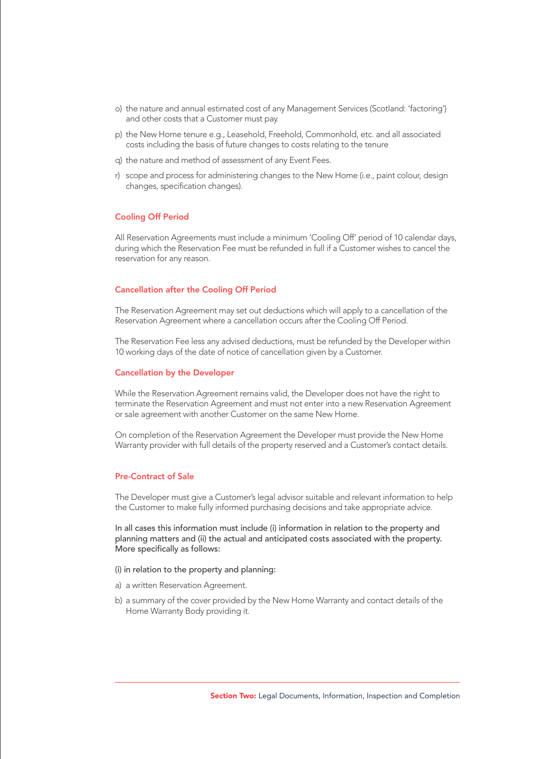o) the nature and annual estimated cost of any Management Services (Scotland: 'factoring') and other costs that a Customer must pay.

p) the New Home tenure e.g., Leasehold, Freehold, Commonhold, etc. and all associated costs including the basis of future changes to costs relating to the tenure

q) the nature and method of assessment of any Event Fees.

r) scope and process for administering changes to the New Home (i.e., paint colour, design changes, specification changes).

### Cooling Off Period

All Reservation Agreements must include a minimum 'Cooling Off' period of 10 calendar days, during which the Reservation Fee must be refunded in full if a Customer wishes to cancel the reservation for any reason.

### Cancellation after the Cooling Off Period

The Reservation Agreement may set out deductions which will apply to a cancellation of the Reservation Agreement where a cancellation occurs after the Cooling Off Period.

The Reservation Fee less any advised deductions, must be refunded by the Developer within 10 working days of the date of notice of cancellation given by a Customer.

### Cancellation by the Developer

While the Reservation Agreement remains valid, the Developer does not have the right to terminate the Reservation Agreement and must not enter into a new Reservation Agreement or sale agreement with another Customer on the same New Home.

On completion of the Reservation Agreement the Developer must provide the New Home Warranty provider with full details of the property reserved and a Customer's contact details.

### Pre-Contract of Sale

The Developer must give a Customer's legal advisor suitable and relevant information to help the Customer to make fully informed purchasing decisions and take appropriate advice.

In all cases this information must include (i) information in relation to the property and planning matters and (ii) the actual and anticipated costs associated with the property. More specifically as follows:

(i) in relation to the property and planning:

a) a written Reservation Agreement.

b) a summary of the cover provided by the New Home Warranty and contact details of the Home Warranty Body providing it.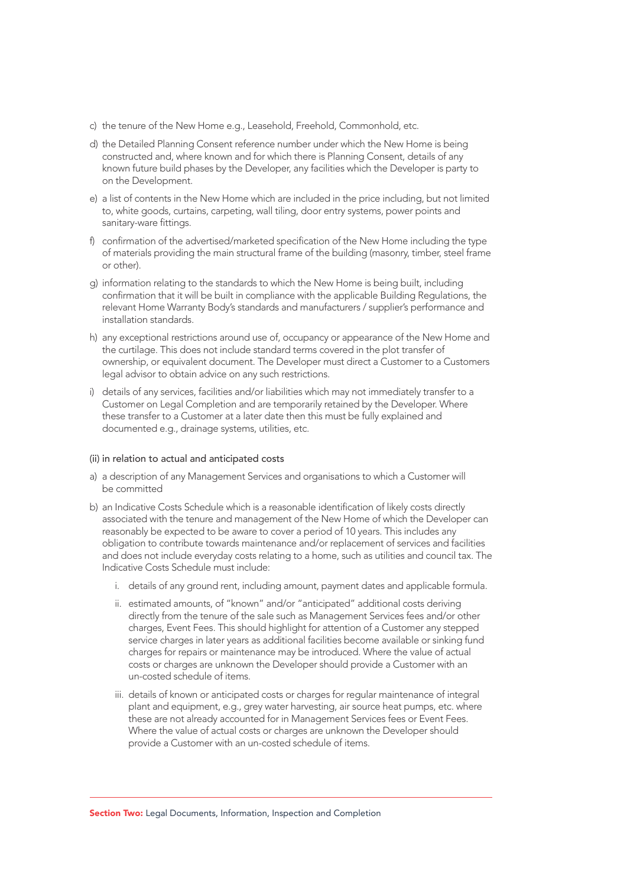c) the tenure of the New Home e.g., Leasehold, Freehold, Commonhold, etc.

d) the Detailed Planning Consent reference number under which the New Home is being constructed and, where known and for which there is Planning Consent, details of any known future build phases by the Developer, any facilities which the Developer is party to on the Development.

e) a list of contents in the New Home which are included in the price including, but not limited to, white goods, curtains, carpeting, wall tiling, door entry systems, power points and sanitary-ware fittings.

f) confirmation of the advertised/marketed specification of the New Home including the type of materials providing the main structural frame of the building (masonry, timber, steel frame or other).

g) information relating to the standards to which the New Home is being built, including confirmation that it will be built in compliance with the applicable Building Regulations, the relevant Home Warranty Body's standards and manufacturers / supplier's performance and installation standards.

h) any exceptional restrictions around use of, occupancy or appearance of the New Home and the curtilage. This does not include standard terms covered in the plot transfer of ownership, or equivalent document. The Developer must direct a Customer to a Customers legal advisor to obtain advice on any such restrictions.

i) details of any services, facilities and/or liabilities which may not immediately transfer to a Customer on Legal Completion and are temporarily retained by the Developer. Where these transfer to a Customer at a later date then this must be fully explained and documented e.g., drainage systems, utilities, etc.

(ii) in relation to actual and anticipated costs

a) a description of any Management Services and organisations to which a Customer will be committed

b) an Indicative Costs Schedule which is a reasonable identification of likely costs directly associated with the tenure and management of the New Home of which the Developer can reasonably be expected to be aware to cover a period of 10 years. This includes any obligation to contribute towards maintenance and/or replacement of services and facilities and does not include everyday costs relating to a home, such as utilities and council tax. The Indicative Costs Schedule must include:

   i. details of any ground rent, including amount, payment dates and applicable formula.

   ii. estimated amounts, of "known" and/or "anticipated" additional costs deriving directly from the tenure of the sale such as Management Services fees and/or other charges, Event Fees. This should highlight for attention of a Customer any stepped service charges in later years as additional facilities become available or sinking fund charges for repairs or maintenance may be introduced. Where the value of actual costs or charges are unknown the Developer should provide a Customer with an un-costed schedule of items.

   iii. details of known or anticipated costs or charges for regular maintenance of integral plant and equipment, e.g., grey water harvesting, air source heat pumps, etc. where these are not already accounted for in Management Services fees or Event Fees. Where the value of actual costs or charges are unknown the Developer should provide a Customer with an un-costed schedule of items.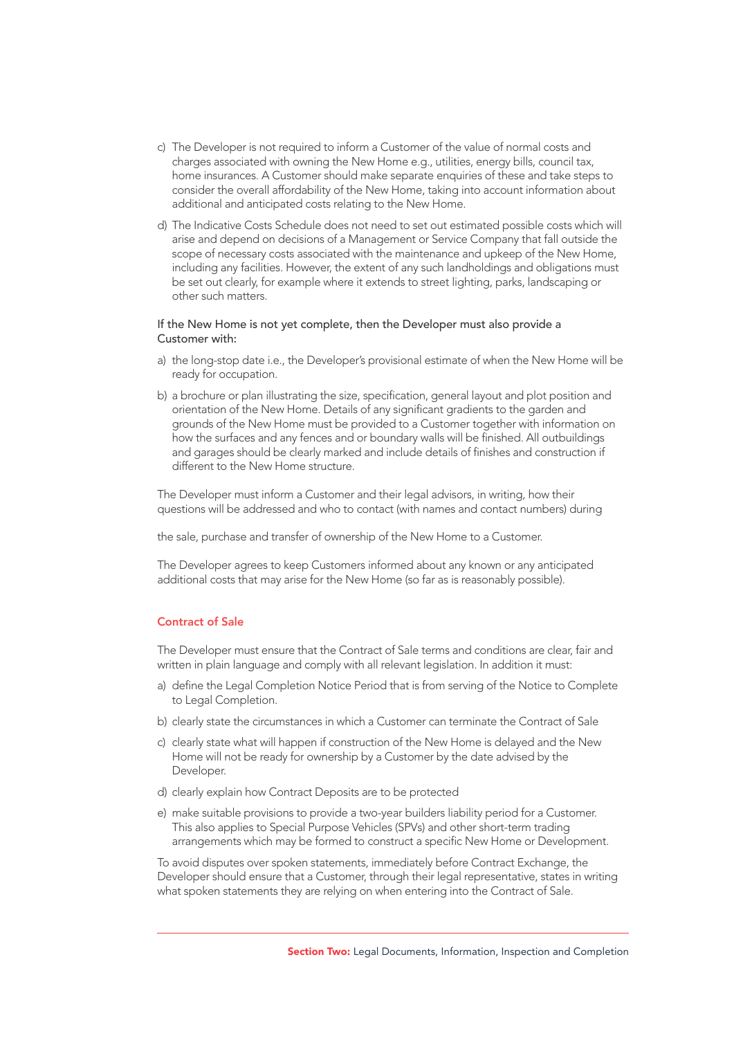c) The Developer is not required to inform a Customer of the value of normal costs and charges associated with owning the New Home e.g., utilities, energy bills, council tax, home insurances. A Customer should make separate enquiries of these and take steps to consider the overall affordability of the New Home, taking into account information about additional and anticipated costs relating to the New Home.

d) The Indicative Costs Schedule does not need to set out estimated possible costs which will arise and depend on decisions of a Management or Service Company that fall outside the scope of necessary costs associated with the maintenance and upkeep of the New Home, including any facilities. However, the extent of any such landholdings and obligations must be set out clearly, for example where it extends to street lighting, parks, landscaping or other such matters.

If the New Home is not yet complete, then the Developer must also provide a Customer with:

a) the long-stop date i.e., the Developer's provisional estimate of when the New Home will be ready for occupation.

b) a brochure or plan illustrating the size, specification, general layout and plot position and orientation of the New Home. Details of any significant gradients to the garden and grounds of the New Home must be provided to a Customer together with information on how the surfaces and any fences and or boundary walls will be finished. All outbuildings and garages should be clearly marked and include details of finishes and construction if different to the New Home structure.

The Developer must inform a Customer and their legal advisors, in writing, how their questions will be addressed and who to contact (with names and contact numbers) during

the sale, purchase and transfer of ownership of the New Home to a Customer.

The Developer agrees to keep Customers informed about any known or any anticipated additional costs that may arise for the New Home (so far as is reasonably possible).

## Contract of Sale

The Developer must ensure that the Contract of Sale terms and conditions are clear, fair and written in plain language and comply with all relevant legislation. In addition it must:

a) define the Legal Completion Notice Period that is from serving of the Notice to Complete to Legal Completion.

b) clearly state the circumstances in which a Customer can terminate the Contract of Sale

c) clearly state what will happen if construction of the New Home is delayed and the New Home will not be ready for ownership by a Customer by the date advised by the Developer.

d) clearly explain how Contract Deposits are to be protected

e) make suitable provisions to provide a two-year builders liability period for a Customer. This also applies to Special Purpose Vehicles (SPVs) and other short-term trading arrangements which may be formed to construct a specific New Home or Development.

To avoid disputes over spoken statements, immediately before Contract Exchange, the Developer should ensure that a Customer, through their legal representative, states in writing what spoken statements they are relying on when entering into the Contract of Sale.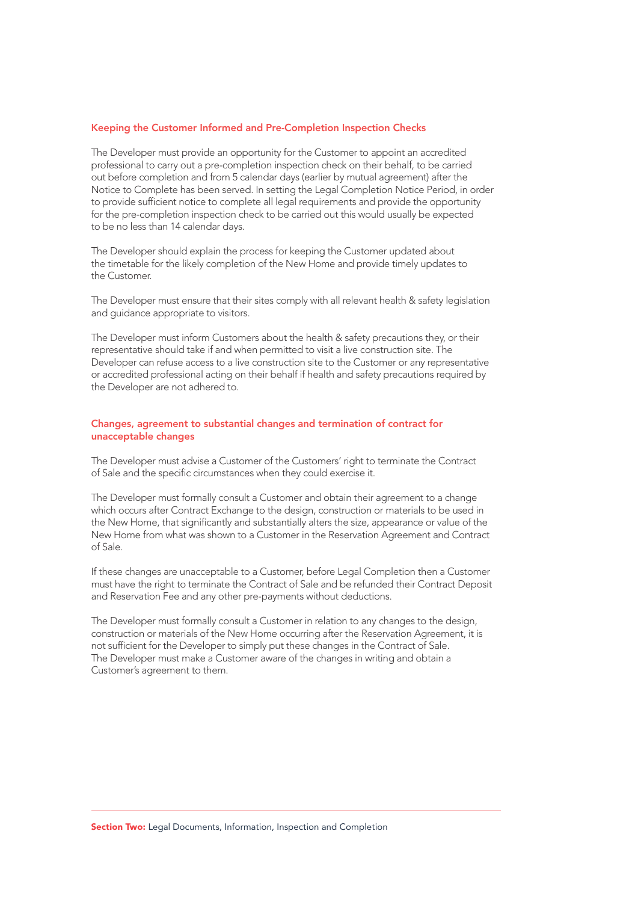### Keeping the Customer Informed and Pre-Completion Inspection Checks

The Developer must provide an opportunity for the Customer to appoint an accredited professional to carry out a pre-completion inspection check on their behalf, to be carried out before completion and from 5 calendar days (earlier by mutual agreement) after the Notice to Complete has been served. In setting the Legal Completion Notice Period, in order to provide sufficient notice to complete all legal requirements and provide the opportunity for the pre-completion inspection check to be carried out this would usually be expected to be no less than 14 calendar days.

The Developer should explain the process for keeping the Customer updated about the timetable for the likely completion of the New Home and provide timely updates to the Customer.

The Developer must ensure that their sites comply with all relevant health & safety legislation and guidance appropriate to visitors.

The Developer must inform Customers about the health & safety precautions they, or their representative should take if and when permitted to visit a live construction site. The Developer can refuse access to a live construction site to the Customer or any representative or accredited professional acting on their behalf if health and safety precautions required by the Developer are not adhered to.

### Changes, agreement to substantial changes and termination of contract for unacceptable changes

The Developer must advise a Customer of the Customers' right to terminate the Contract of Sale and the specific circumstances when they could exercise it.

The Developer must formally consult a Customer and obtain their agreement to a change which occurs after Contract Exchange to the design, construction or materials to be used in the New Home, that significantly and substantially alters the size, appearance or value of the New Home from what was shown to a Customer in the Reservation Agreement and Contract of Sale.

If these changes are unacceptable to a Customer, before Legal Completion then a Customer must have the right to terminate the Contract of Sale and be refunded their Contract Deposit and Reservation Fee and any other pre-payments without deductions.

The Developer must formally consult a Customer in relation to any changes to the design, construction or materials of the New Home occurring after the Reservation Agreement, it is not sufficient for the Developer to simply put these changes in the Contract of Sale. The Developer must make a Customer aware of the changes in writing and obtain a Customer's agreement to them.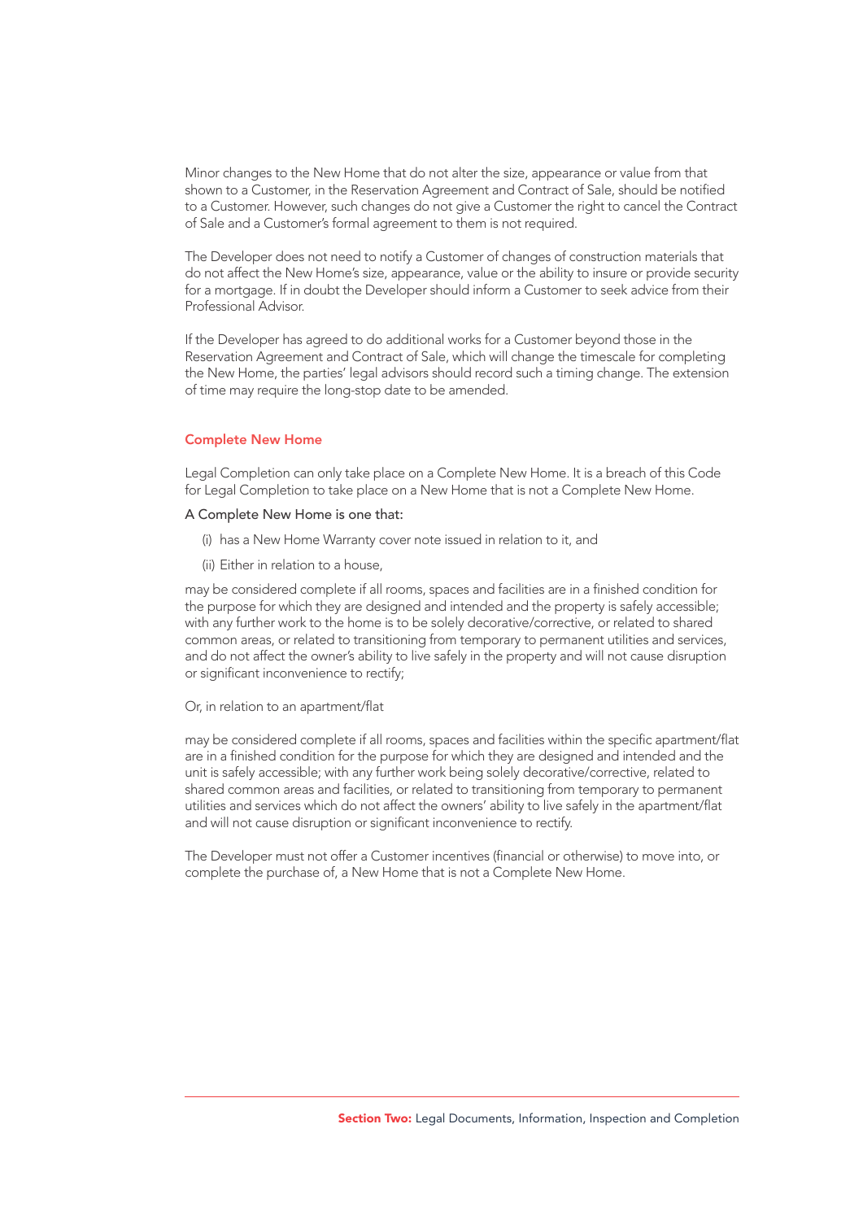Minor changes to the New Home that do not alter the size, appearance or value from that shown to a Customer, in the Reservation Agreement and Contract of Sale, should be notified to a Customer. However, such changes do not give a Customer the right to cancel the Contract of Sale and a Customer's formal agreement to them is not required.

The Developer does not need to notify a Customer of changes of construction materials that do not affect the New Home's size, appearance, value or the ability to insure or provide security for a mortgage. If in doubt the Developer should inform a Customer to seek advice from their Professional Advisor.

If the Developer has agreed to do additional works for a Customer beyond those in the Reservation Agreement and Contract of Sale, which will change the timescale for completing the New Home, the parties' legal advisors should record such a timing change. The extension of time may require the long-stop date to be amended.

## Complete New Home

Legal Completion can only take place on a Complete New Home. It is a breach of this Code for Legal Completion to take place on a New Home that is not a Complete New Home.

A Complete New Home is one that:

(i) has a New Home Warranty cover note issued in relation to it, and

(ii) Either in relation to a house,

may be considered complete if all rooms, spaces and facilities are in a finished condition for the purpose for which they are designed and intended and the property is safely accessible; with any further work to the home is to be solely decorative/corrective, or related to shared common areas, or related to transitioning from temporary to permanent utilities and services, and do not affect the owner's ability to live safely in the property and will not cause disruption or significant inconvenience to rectify;

Or, in relation to an apartment/flat

may be considered complete if all rooms, spaces and facilities within the specific apartment/flat are in a finished condition for the purpose for which they are designed and intended and the unit is safely accessible; with any further work being solely decorative/corrective, related to shared common areas and facilities, or related to transitioning from temporary to permanent utilities and services which do not affect the owners' ability to live safely in the apartment/flat and will not cause disruption or significant inconvenience to rectify.

The Developer must not offer a Customer incentives (financial or otherwise) to move into, or complete the purchase of, a New Home that is not a Complete New Home.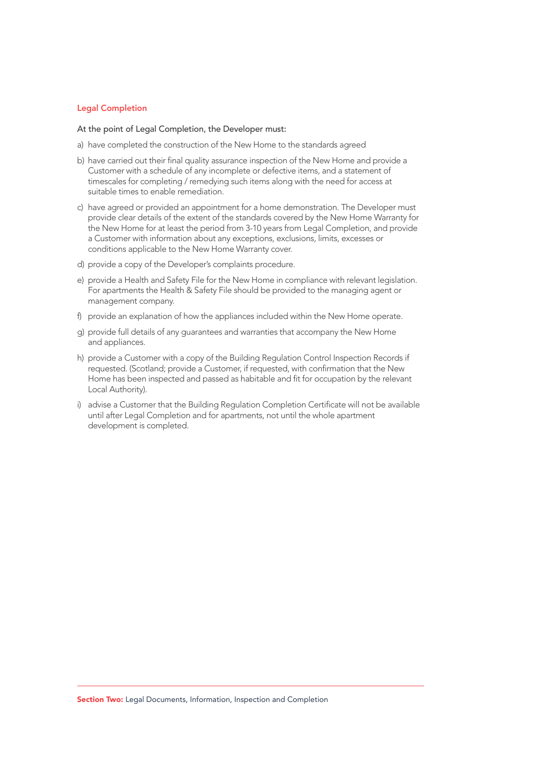## Legal Completion

At the point of Legal Completion, the Developer must:

a) have completed the construction of the New Home to the standards agreed

b) have carried out their final quality assurance inspection of the New Home and provide a Customer with a schedule of any incomplete or defective items, and a statement of timescales for completing / remedying such items along with the need for access at suitable times to enable remediation.

c) have agreed or provided an appointment for a home demonstration. The Developer must provide clear details of the extent of the standards covered by the New Home Warranty for the New Home for at least the period from 3-10 years from Legal Completion, and provide a Customer with information about any exceptions, exclusions, limits, excesses or conditions applicable to the New Home Warranty cover.

d) provide a copy of the Developer's complaints procedure.

e) provide a Health and Safety File for the New Home in compliance with relevant legislation. For apartments the Health & Safety File should be provided to the managing agent or management company.

f) provide an explanation of how the appliances included within the New Home operate.

g) provide full details of any guarantees and warranties that accompany the New Home and appliances.

h) provide a Customer with a copy of the Building Regulation Control Inspection Records if requested. (Scotland; provide a Customer, if requested, with confirmation that the New Home has been inspected and passed as habitable and fit for occupation by the relevant Local Authority).

i) advise a Customer that the Building Regulation Completion Certificate will not be available until after Legal Completion and for apartments, not until the whole apartment development is completed.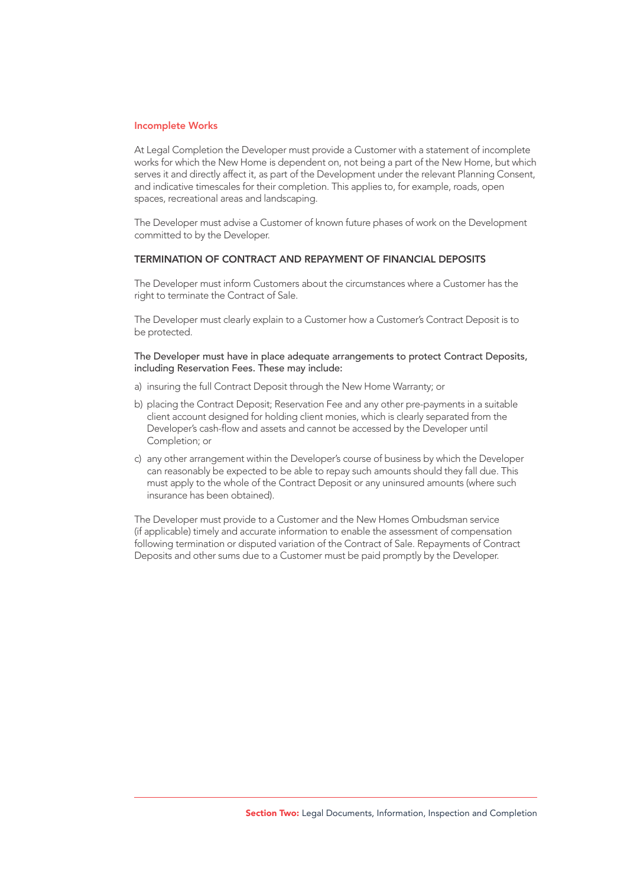### Incomplete Works

At Legal Completion the Developer must provide a Customer with a statement of incomplete works for which the New Home is dependent on, not being a part of the New Home, but which serves it and directly affect it, as part of the Development under the relevant Planning Consent, and indicative timescales for their completion. This applies to, for example, roads, open spaces, recreational areas and landscaping.

The Developer must advise a Customer of known future phases of work on the Development committed to by the Developer.

## TERMINATION OF CONTRACT AND REPAYMENT OF FINANCIAL DEPOSITS

The Developer must inform Customers about the circumstances where a Customer has the right to terminate the Contract of Sale.

The Developer must clearly explain to a Customer how a Customer's Contract Deposit is to be protected.

The Developer must have in place adequate arrangements to protect Contract Deposits, including Reservation Fees. These may include:

a) insuring the full Contract Deposit through the New Home Warranty; or

b) placing the Contract Deposit; Reservation Fee and any other pre-payments in a suitable client account designed for holding client monies, which is clearly separated from the Developer's cash-flow and assets and cannot be accessed by the Developer until Completion; or

c) any other arrangement within the Developer's course of business by which the Developer can reasonably be expected to be able to repay such amounts should they fall due. This must apply to the whole of the Contract Deposit or any uninsured amounts (where such insurance has been obtained).

The Developer must provide to a Customer and the New Homes Ombudsman service (if applicable) timely and accurate information to enable the assessment of compensation following termination or disputed variation of the Contract of Sale. Repayments of Contract Deposits and other sums due to a Customer must be paid promptly by the Developer.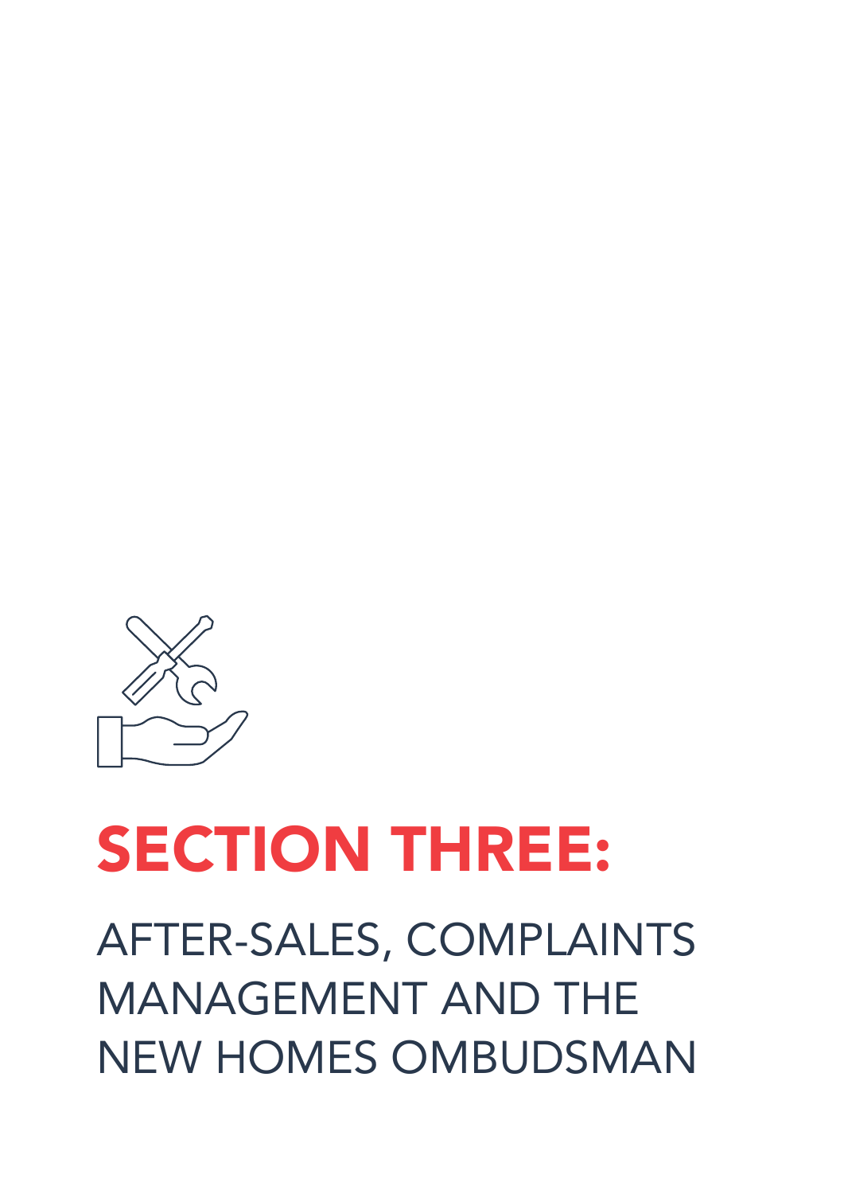# SECTION THREE:

## AFTER-SALES, COMPLAINTS MANAGEMENT AND THE NEW HOMES OMBUDSMAN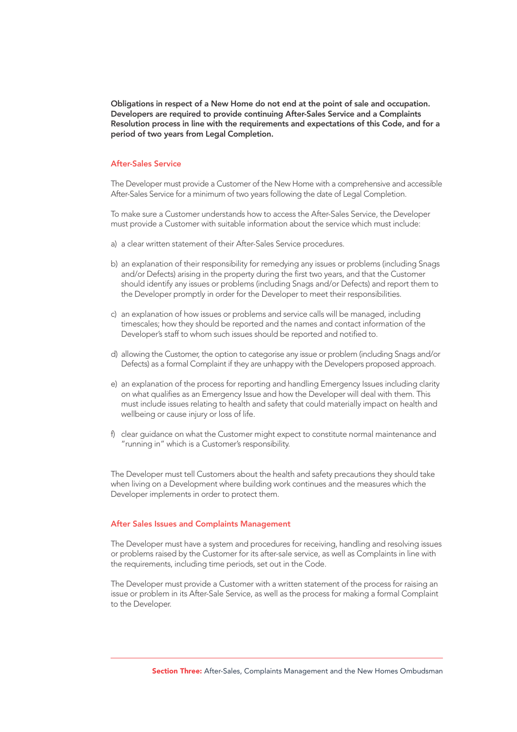**Obligations in respect of a New Home do not end at the point of sale and occupation. Developers are required to provide continuing After-Sales Service and a Complaints Resolution process in line with the requirements and expectations of this Code, and for a period of two years from Legal Completion.**

## After-Sales Service

The Developer must provide a Customer of the New Home with a comprehensive and accessible After-Sales Service for a minimum of two years following the date of Legal Completion.

To make sure a Customer understands how to access the After-Sales Service, the Developer must provide a Customer with suitable information about the service which must include:

a) a clear written statement of their After-Sales Service procedures.

b) an explanation of their responsibility for remedying any issues or problems (including Snags and/or Defects) arising in the property during the first two years, and that the Customer should identify any issues or problems (including Snags and/or Defects) and report them to the Developer promptly in order for the Developer to meet their responsibilities.

c) an explanation of how issues or problems and service calls will be managed, including timescales; how they should be reported and the names and contact information of the Developer's staff to whom such issues should be reported and notified to.

d) allowing the Customer, the option to categorise any issue or problem (including Snags and/or Defects) as a formal Complaint if they are unhappy with the Developers proposed approach.

e) an explanation of the process for reporting and handling Emergency Issues including clarity on what qualifies as an Emergency Issue and how the Developer will deal with them. This must include issues relating to health and safety that could materially impact on health and wellbeing or cause injury or loss of life.

f) clear guidance on what the Customer might expect to constitute normal maintenance and "running in" which is a Customer's responsibility.

The Developer must tell Customers about the health and safety precautions they should take when living on a Development where building work continues and the measures which the Developer implements in order to protect them.

## After Sales Issues and Complaints Management

The Developer must have a system and procedures for receiving, handling and resolving issues or problems raised by the Customer for its after-sale service, as well as Complaints in line with the requirements, including time periods, set out in the Code.

The Developer must provide a Customer with a written statement of the process for raising an issue or problem in its After-Sale Service, as well as the process for making a formal Complaint to the Developer.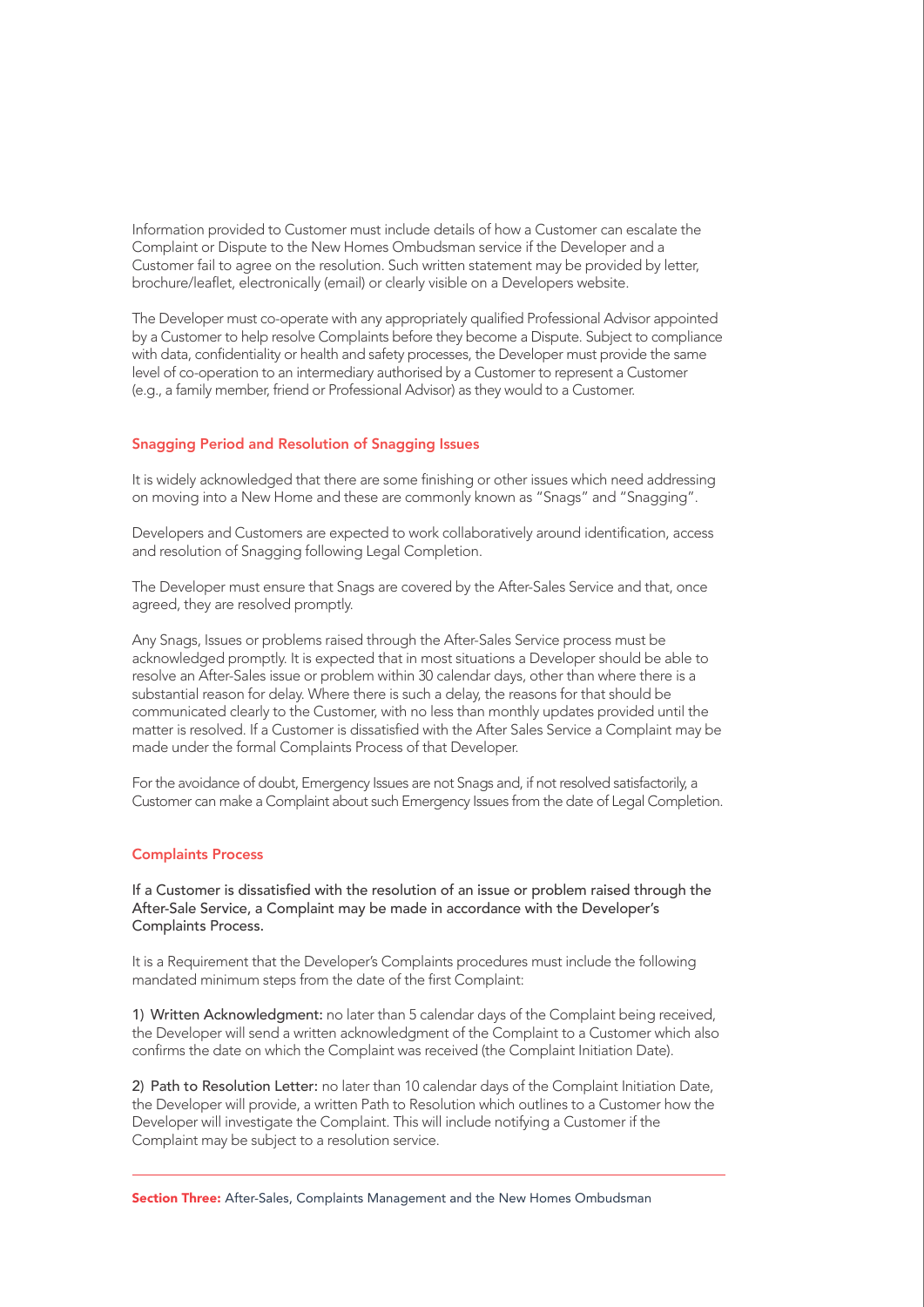Information provided to Customer must include details of how a Customer can escalate the Complaint or Dispute to the New Homes Ombudsman service if the Developer and a Customer fail to agree on the resolution. Such written statement may be provided by letter, brochure/leaflet, electronically (email) or clearly visible on a Developers website.

The Developer must co-operate with any appropriately qualified Professional Advisor appointed by a Customer to help resolve Complaints before they become a Dispute. Subject to compliance with data, confidentiality or health and safety processes, the Developer must provide the same level of co-operation to an intermediary authorised by a Customer to represent a Customer (e.g., a family member, friend or Professional Advisor) as they would to a Customer.

### Snagging Period and Resolution of Snagging Issues

It is widely acknowledged that there are some finishing or other issues which need addressing on moving into a New Home and these are commonly known as "Snags" and "Snagging".

Developers and Customers are expected to work collaboratively around identification, access and resolution of Snagging following Legal Completion.

The Developer must ensure that Snags are covered by the After-Sales Service and that, once agreed, they are resolved promptly.

Any Snags, Issues or problems raised through the After-Sales Service process must be acknowledged promptly. It is expected that in most situations a Developer should be able to resolve an After-Sales issue or problem within 30 calendar days, other than where there is a substantial reason for delay. Where there is such a delay, the reasons for that should be communicated clearly to the Customer, with no less than monthly updates provided until the matter is resolved. If a Customer is dissatisfied with the After Sales Service a Complaint may be made under the formal Complaints Process of that Developer.

For the avoidance of doubt, Emergency Issues are not Snags and, if not resolved satisfactorily, a Customer can make a Complaint about such Emergency Issues from the date of Legal Completion.

### Complaints Process

If a Customer is dissatisfied with the resolution of an issue or problem raised through the After-Sale Service, a Complaint may be made in accordance with the Developer's Complaints Process.

It is a Requirement that the Developer's Complaints procedures must include the following mandated minimum steps from the date of the first Complaint:

1) Written Acknowledgment: no later than 5 calendar days of the Complaint being received, the Developer will send a written acknowledgment of the Complaint to a Customer which also confirms the date on which the Complaint was received (the Complaint Initiation Date).

2) Path to Resolution Letter: no later than 10 calendar days of the Complaint Initiation Date, the Developer will provide, a written Path to Resolution which outlines to a Customer how the Developer will investigate the Complaint. This will include notifying a Customer if the Complaint may be subject to a resolution service.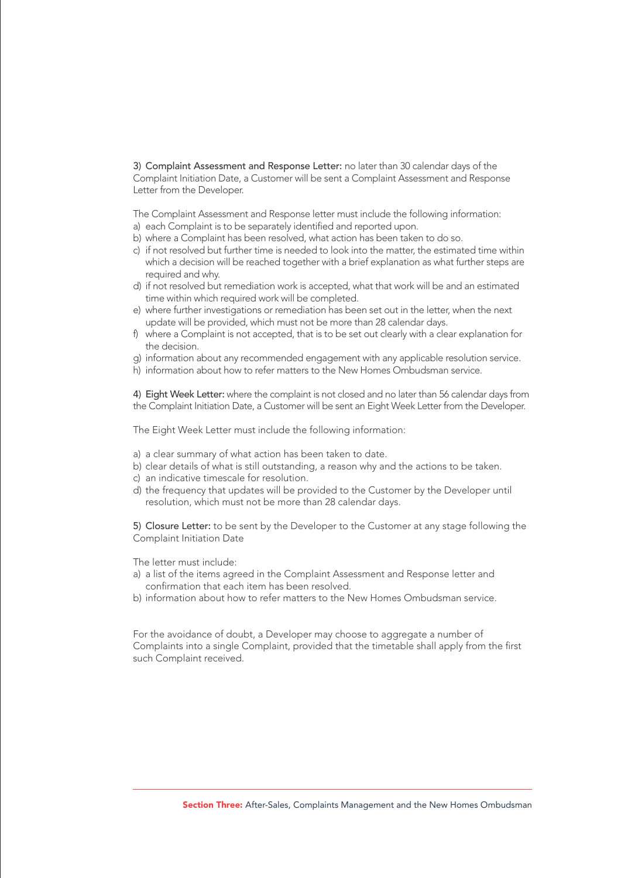3) **Complaint Assessment and Response Letter:** no later than 30 calendar days of the Complaint Initiation Date, a Customer will be sent a Complaint Assessment and Response Letter from the Developer.

The Complaint Assessment and Response letter must include the following information:

a) each Complaint is to be separately identified and reported upon.
b) where a Complaint has been resolved, what action has been taken to do so.
c) if not resolved but further time is needed to look into the matter, the estimated time within which a decision will be reached together with a brief explanation as what further steps are required and why.
d) if not resolved but remediation work is accepted, what that work will be and an estimated time within which required work will be completed.
e) where further investigations or remediation has been set out in the letter, when the next update will be provided, which must not be more than 28 calendar days.
f) where a Complaint is not accepted, that is to be set out clearly with a clear explanation for the decision.
g) information about any recommended engagement with any applicable resolution service.
h) information about how to refer matters to the New Homes Ombudsman service.

4) **Eight Week Letter:** where the complaint is not closed and no later than 56 calendar days from the Complaint Initiation Date, a Customer will be sent an Eight Week Letter from the Developer.

The Eight Week Letter must include the following information:

a) a clear summary of what action has been taken to date.
b) clear details of what is still outstanding, a reason why and the actions to be taken.
c) an indicative timescale for resolution.
d) the frequency that updates will be provided to the Customer by the Developer until resolution, which must not be more than 28 calendar days.

5) **Closure Letter:** to be sent by the Developer to the Customer at any stage following the Complaint Initiation Date

The letter must include:

a) a list of the items agreed in the Complaint Assessment and Response letter and confirmation that each item has been resolved.
b) information about how to refer matters to the New Homes Ombudsman service.

For the avoidance of doubt, a Developer may choose to aggregate a number of Complaints into a single Complaint, provided that the timetable shall apply from the first such Complaint received.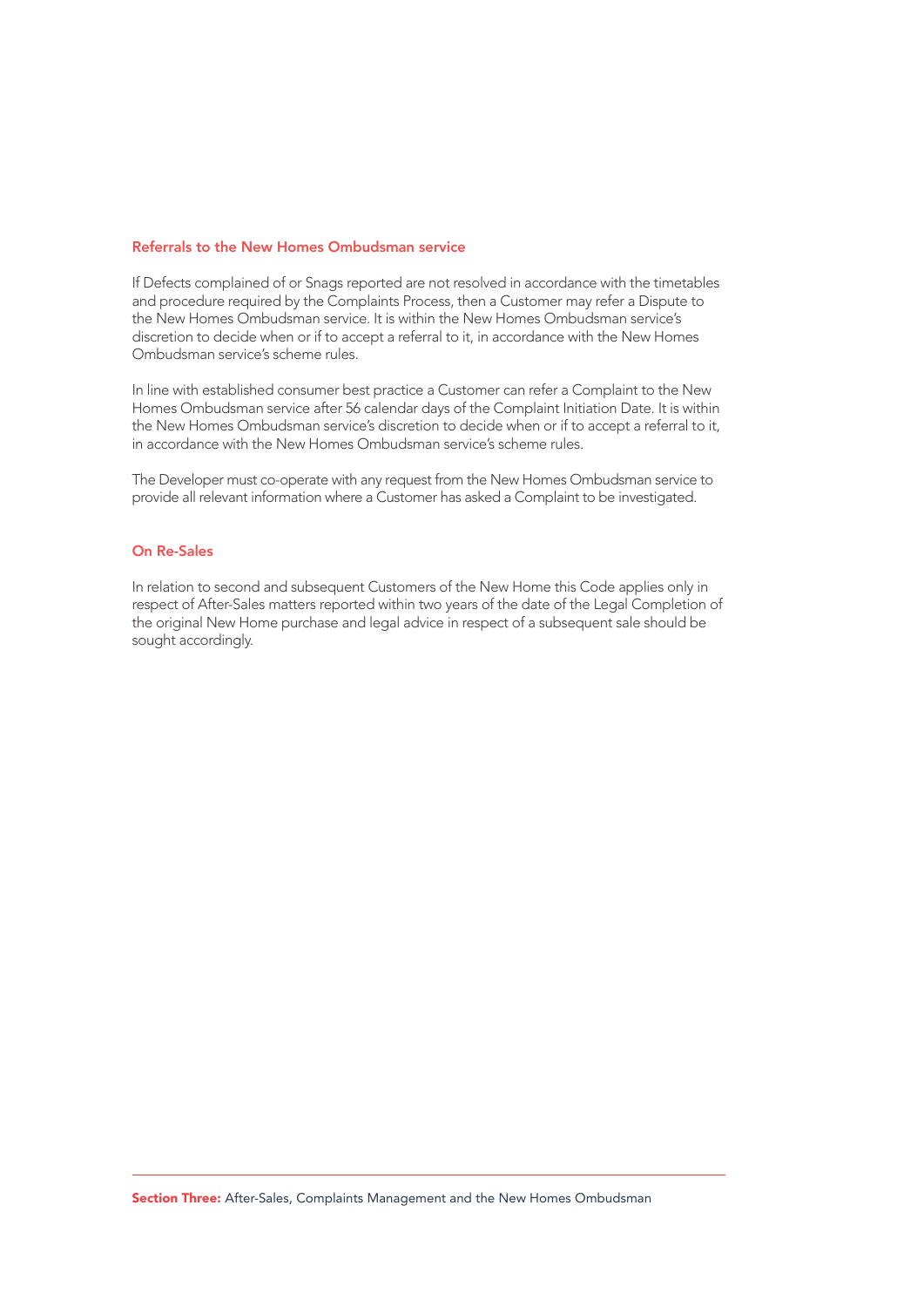### Referrals to the New Homes Ombudsman service

If Defects complained of or Snags reported are not resolved in accordance with the timetables and procedure required by the Complaints Process, then a Customer may refer a Dispute to the New Homes Ombudsman service. It is within the New Homes Ombudsman service's discretion to decide when or if to accept a referral to it, in accordance with the New Homes Ombudsman service's scheme rules.

In line with established consumer best practice a Customer can refer a Complaint to the New Homes Ombudsman service after 56 calendar days of the Complaint Initiation Date. It is within the New Homes Ombudsman service's discretion to decide when or if to accept a referral to it, in accordance with the New Homes Ombudsman service's scheme rules.

The Developer must co-operate with any request from the New Homes Ombudsman service to provide all relevant information where a Customer has asked a Complaint to be investigated.

### On Re-Sales

In relation to second and subsequent Customers of the New Home this Code applies only in respect of After-Sales matters reported within two years of the date of the Legal Completion of the original New Home purchase and legal advice in respect of a subsequent sale should be sought accordingly.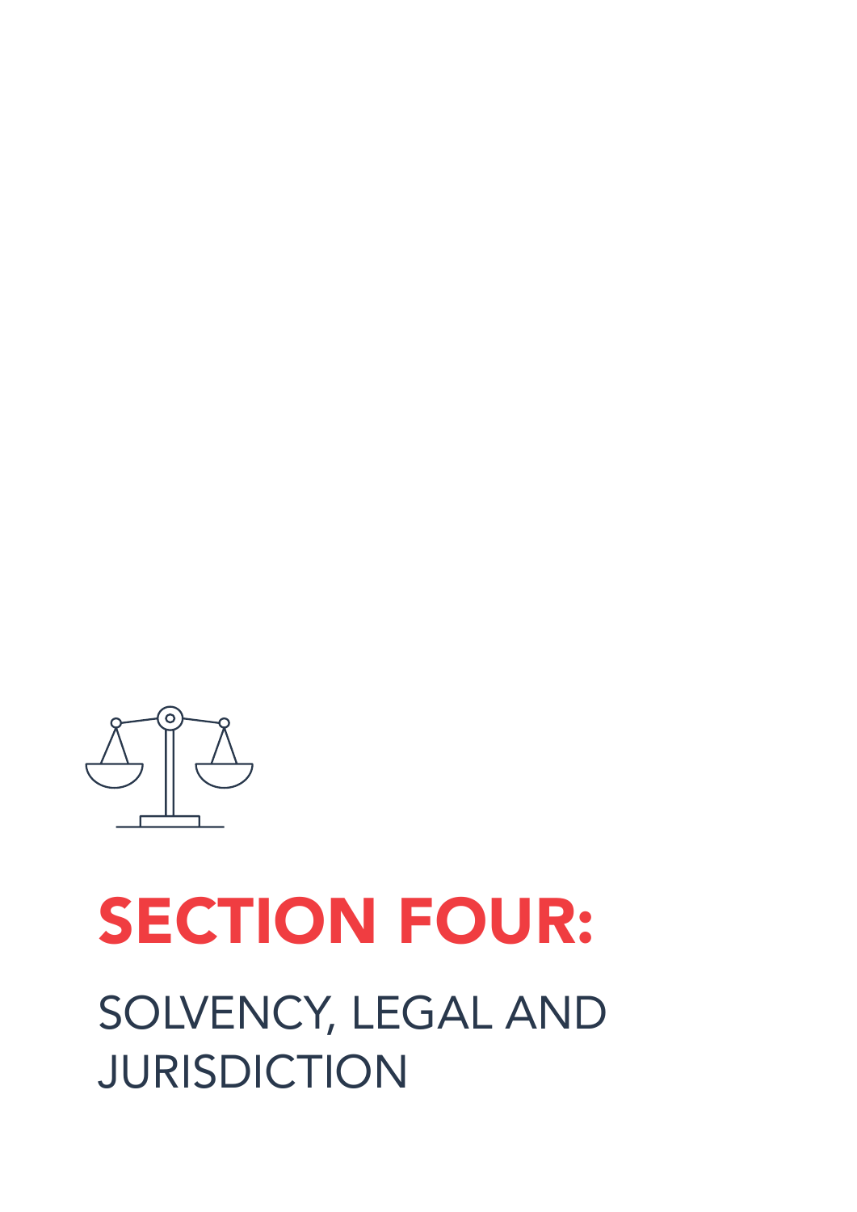# SECTION FOUR:

## SOLVENCY, LEGAL AND JURISDICTION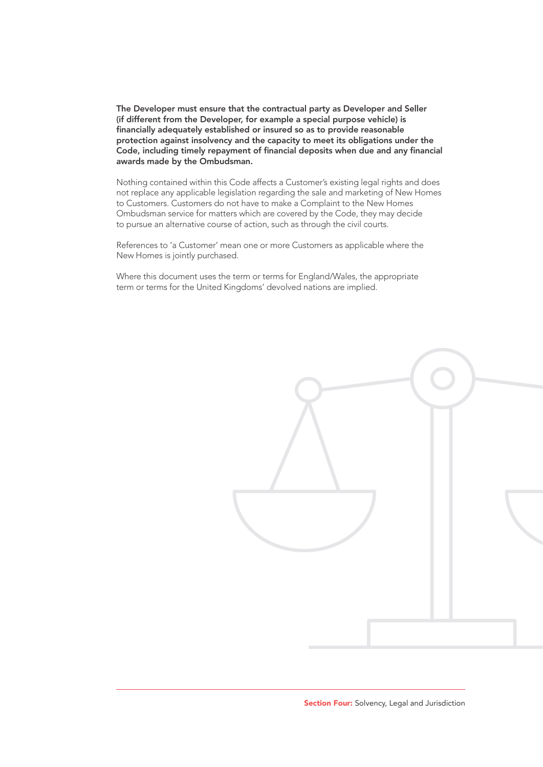**The Developer must ensure that the contractual party as Developer and Seller (if different from the Developer, for example a special purpose vehicle) is financially adequately established or insured so as to provide reasonable protection against insolvency and the capacity to meet its obligations under the Code, including timely repayment of financial deposits when due and any financial awards made by the Ombudsman.**

Nothing contained within this Code affects a Customer's existing legal rights and does not replace any applicable legislation regarding the sale and marketing of New Homes to Customers. Customers do not have to make a Complaint to the New Homes Ombudsman service for matters which are covered by the Code, they may decide to pursue an alternative course of action, such as through the civil courts.

References to 'a Customer' mean one or more Customers as applicable where the New Homes is jointly purchased.

Where this document uses the term or terms for England/Wales, the appropriate term or terms for the United Kingdoms' devolved nations are implied.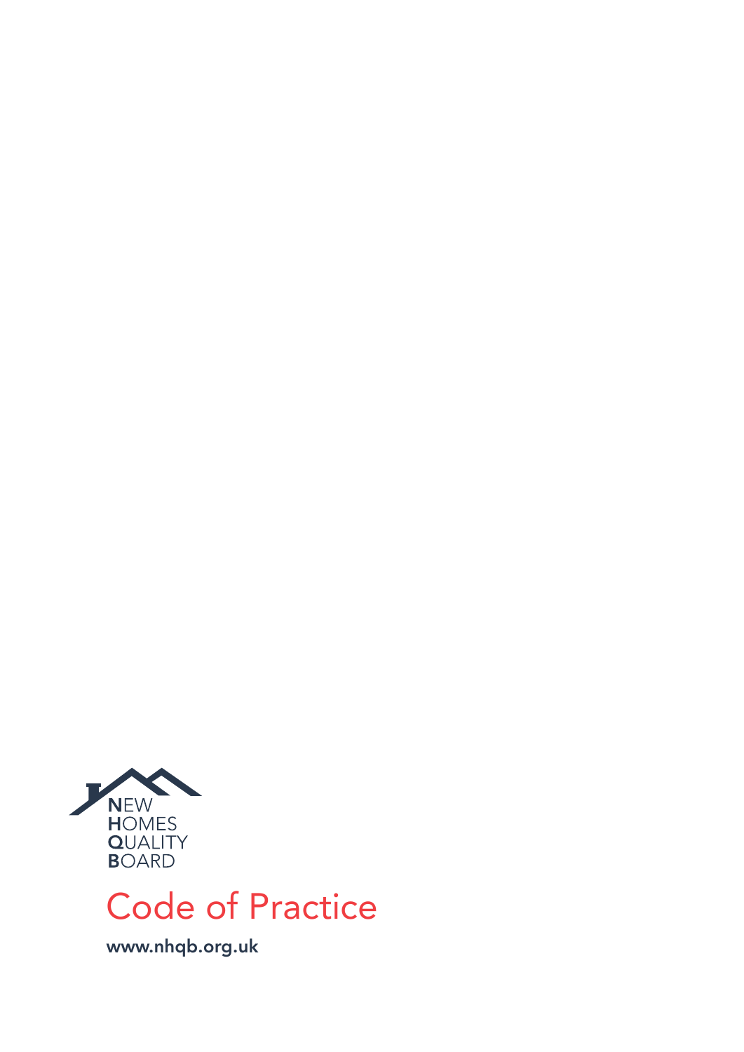NEW
HOMES
QUALITY
BOARD

# Code of Practice

**www.nhqb.org.uk**